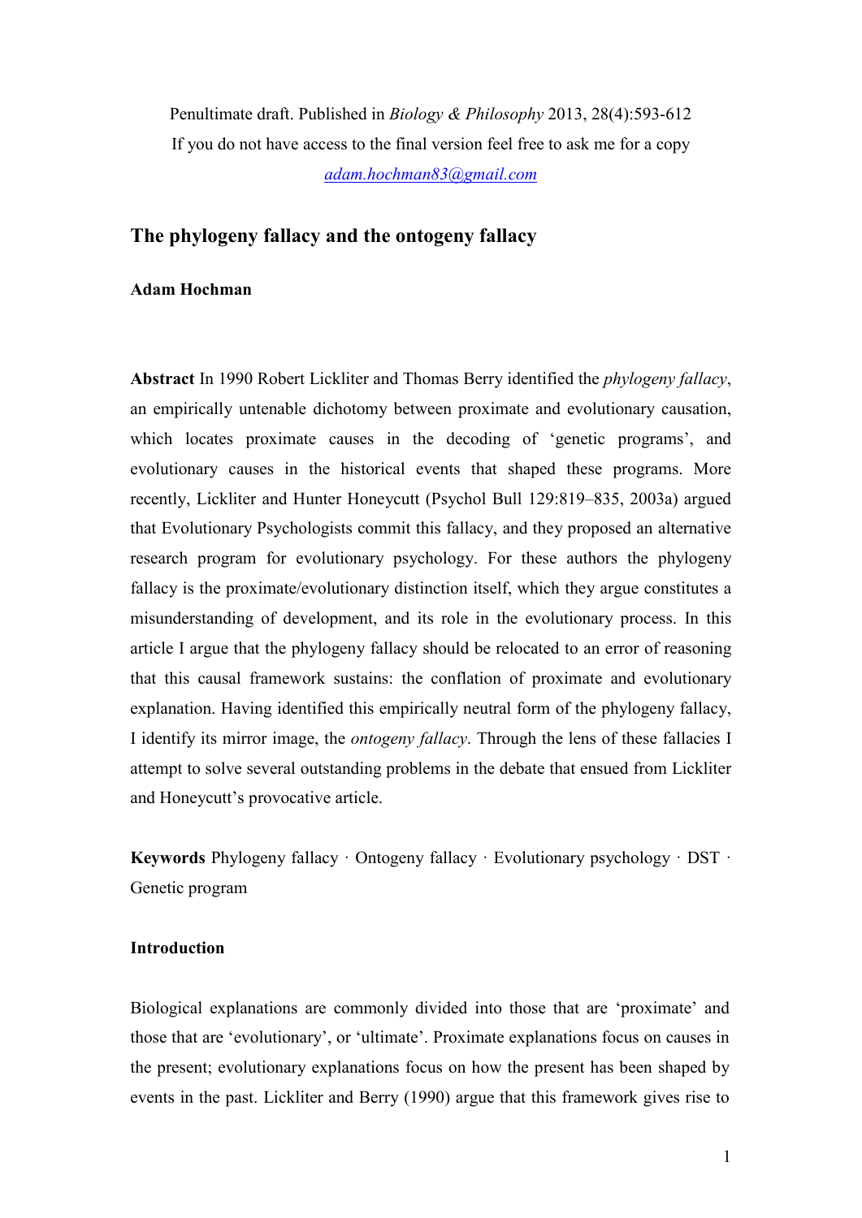Penultimate draft. Published in *Biology & Philosophy* 2013, 28(4):593-612
If you do not have access to the final version feel free to ask me for a copy
adam.hochman83@gmail.com

# The phylogeny fallacy and the ontogeny fallacy

**Adam Hochman**

**Abstract** In 1990 Robert Lickliter and Thomas Berry identified the *phylogeny fallacy*, an empirically untenable dichotomy between proximate and evolutionary causation, which locates proximate causes in the decoding of 'genetic programs', and evolutionary causes in the historical events that shaped these programs. More recently, Lickliter and Hunter Honeycutt (Psychol Bull 129:819–835, 2003a) argued that Evolutionary Psychologists commit this fallacy, and they proposed an alternative research program for evolutionary psychology. For these authors the phylogeny fallacy is the proximate/evolutionary distinction itself, which they argue constitutes a misunderstanding of development, and its role in the evolutionary process. In this article I argue that the phylogeny fallacy should be relocated to an error of reasoning that this causal framework sustains: the conflation of proximate and evolutionary explanation. Having identified this empirically neutral form of the phylogeny fallacy, I identify its mirror image, the *ontogeny fallacy*. Through the lens of these fallacies I attempt to solve several outstanding problems in the debate that ensued from Lickliter and Honeycutt's provocative article.

**Keywords** Phylogeny fallacy · Ontogeny fallacy · Evolutionary psychology · DST · Genetic program

## Introduction

Biological explanations are commonly divided into those that are 'proximate' and those that are 'evolutionary', or 'ultimate'. Proximate explanations focus on causes in the present; evolutionary explanations focus on how the present has been shaped by events in the past. Lickliter and Berry (1990) argue that this framework gives rise to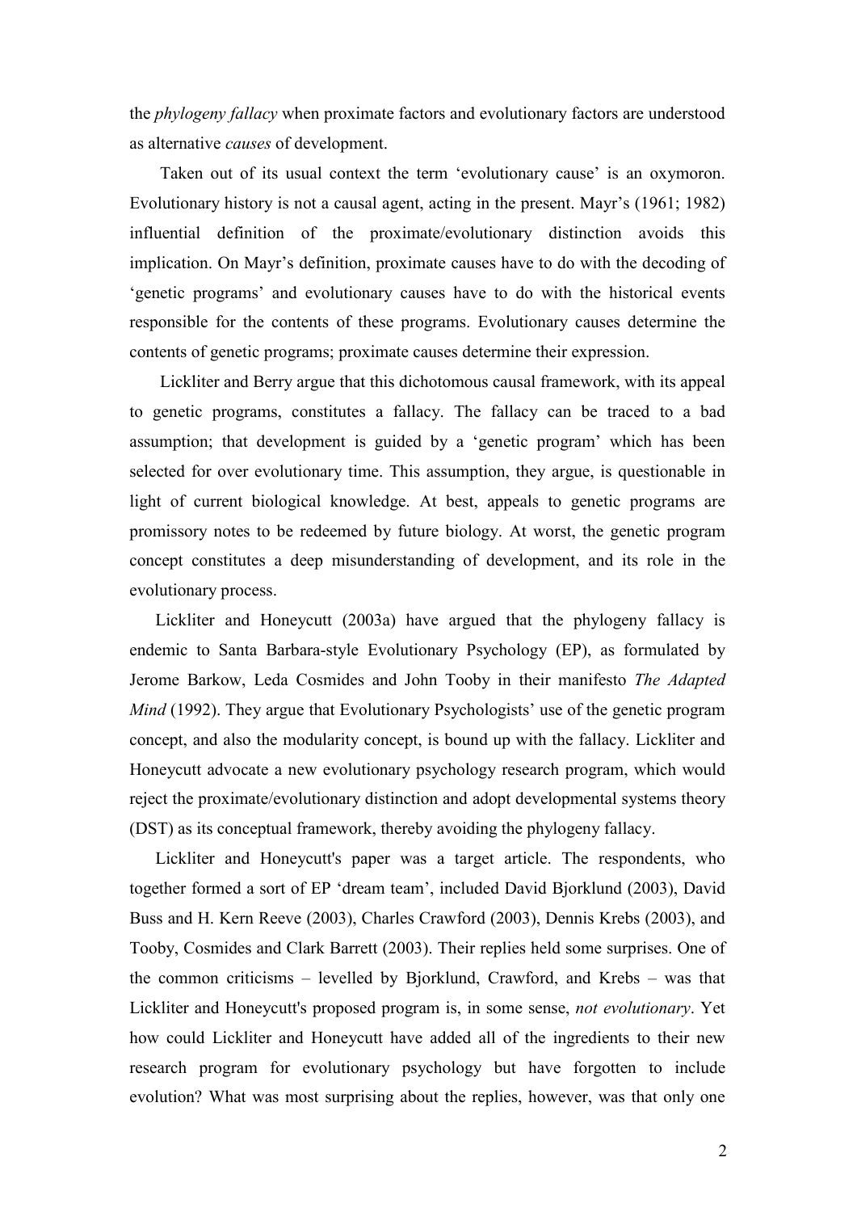the *phylogeny fallacy* when proximate factors and evolutionary factors are understood as alternative *causes* of development.

Taken out of its usual context the term 'evolutionary cause' is an oxymoron. Evolutionary history is not a causal agent, acting in the present. Mayr's (1961; 1982) influential definition of the proximate/evolutionary distinction avoids this implication. On Mayr's definition, proximate causes have to do with the decoding of 'genetic programs' and evolutionary causes have to do with the historical events responsible for the contents of these programs. Evolutionary causes determine the contents of genetic programs; proximate causes determine their expression.

Lickliter and Berry argue that this dichotomous causal framework, with its appeal to genetic programs, constitutes a fallacy. The fallacy can be traced to a bad assumption; that development is guided by a 'genetic program' which has been selected for over evolutionary time. This assumption, they argue, is questionable in light of current biological knowledge. At best, appeals to genetic programs are promissory notes to be redeemed by future biology. At worst, the genetic program concept constitutes a deep misunderstanding of development, and its role in the evolutionary process.

Lickliter and Honeycutt (2003a) have argued that the phylogeny fallacy is endemic to Santa Barbara-style Evolutionary Psychology (EP), as formulated by Jerome Barkow, Leda Cosmides and John Tooby in their manifesto *The Adapted Mind* (1992). They argue that Evolutionary Psychologists' use of the genetic program concept, and also the modularity concept, is bound up with the fallacy. Lickliter and Honeycutt advocate a new evolutionary psychology research program, which would reject the proximate/evolutionary distinction and adopt developmental systems theory (DST) as its conceptual framework, thereby avoiding the phylogeny fallacy.

Lickliter and Honeycutt's paper was a target article. The respondents, who together formed a sort of EP 'dream team', included David Bjorklund (2003), David Buss and H. Kern Reeve (2003), Charles Crawford (2003), Dennis Krebs (2003), and Tooby, Cosmides and Clark Barrett (2003). Their replies held some surprises. One of the common criticisms – levelled by Bjorklund, Crawford, and Krebs – was that Lickliter and Honeycutt's proposed program is, in some sense, *not evolutionary*. Yet how could Lickliter and Honeycutt have added all of the ingredients to their new research program for evolutionary psychology but have forgotten to include evolution? What was most surprising about the replies, however, was that only one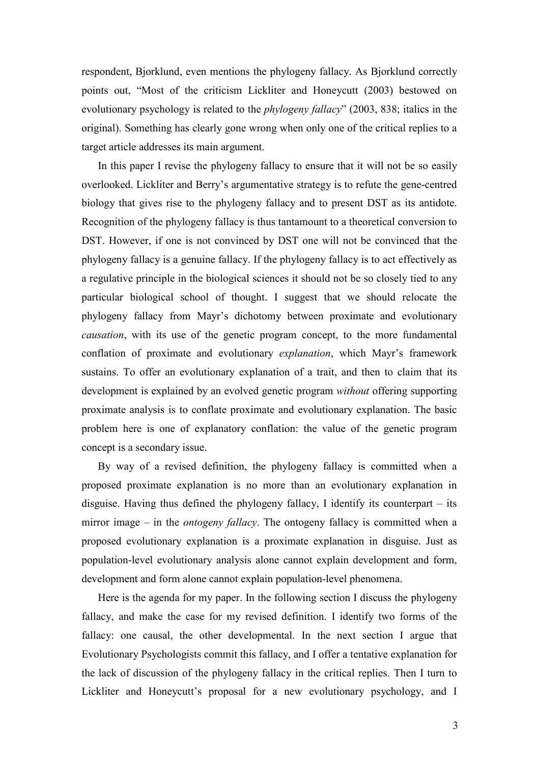respondent, Bjorklund, even mentions the phylogeny fallacy. As Bjorklund correctly points out, "Most of the criticism Lickliter and Honeycutt (2003) bestowed on evolutionary psychology is related to the *phylogeny fallacy*" (2003, 838; italics in the original). Something has clearly gone wrong when only one of the critical replies to a target article addresses its main argument.

In this paper I revise the phylogeny fallacy to ensure that it will not be so easily overlooked. Lickliter and Berry's argumentative strategy is to refute the gene-centred biology that gives rise to the phylogeny fallacy and to present DST as its antidote. Recognition of the phylogeny fallacy is thus tantamount to a theoretical conversion to DST. However, if one is not convinced by DST one will not be convinced that the phylogeny fallacy is a genuine fallacy. If the phylogeny fallacy is to act effectively as a regulative principle in the biological sciences it should not be so closely tied to any particular biological school of thought. I suggest that we should relocate the phylogeny fallacy from Mayr's dichotomy between proximate and evolutionary *causation*, with its use of the genetic program concept, to the more fundamental conflation of proximate and evolutionary *explanation*, which Mayr's framework sustains. To offer an evolutionary explanation of a trait, and then to claim that its development is explained by an evolved genetic program *without* offering supporting proximate analysis is to conflate proximate and evolutionary explanation. The basic problem here is one of explanatory conflation: the value of the genetic program concept is a secondary issue.

By way of a revised definition, the phylogeny fallacy is committed when a proposed proximate explanation is no more than an evolutionary explanation in disguise. Having thus defined the phylogeny fallacy, I identify its counterpart – its mirror image – in the *ontogeny fallacy*. The ontogeny fallacy is committed when a proposed evolutionary explanation is a proximate explanation in disguise. Just as population-level evolutionary analysis alone cannot explain development and form, development and form alone cannot explain population-level phenomena.

Here is the agenda for my paper. In the following section I discuss the phylogeny fallacy, and make the case for my revised definition. I identify two forms of the fallacy: one causal, the other developmental. In the next section I argue that Evolutionary Psychologists commit this fallacy, and I offer a tentative explanation for the lack of discussion of the phylogeny fallacy in the critical replies. Then I turn to Lickliter and Honeycutt's proposal for a new evolutionary psychology, and I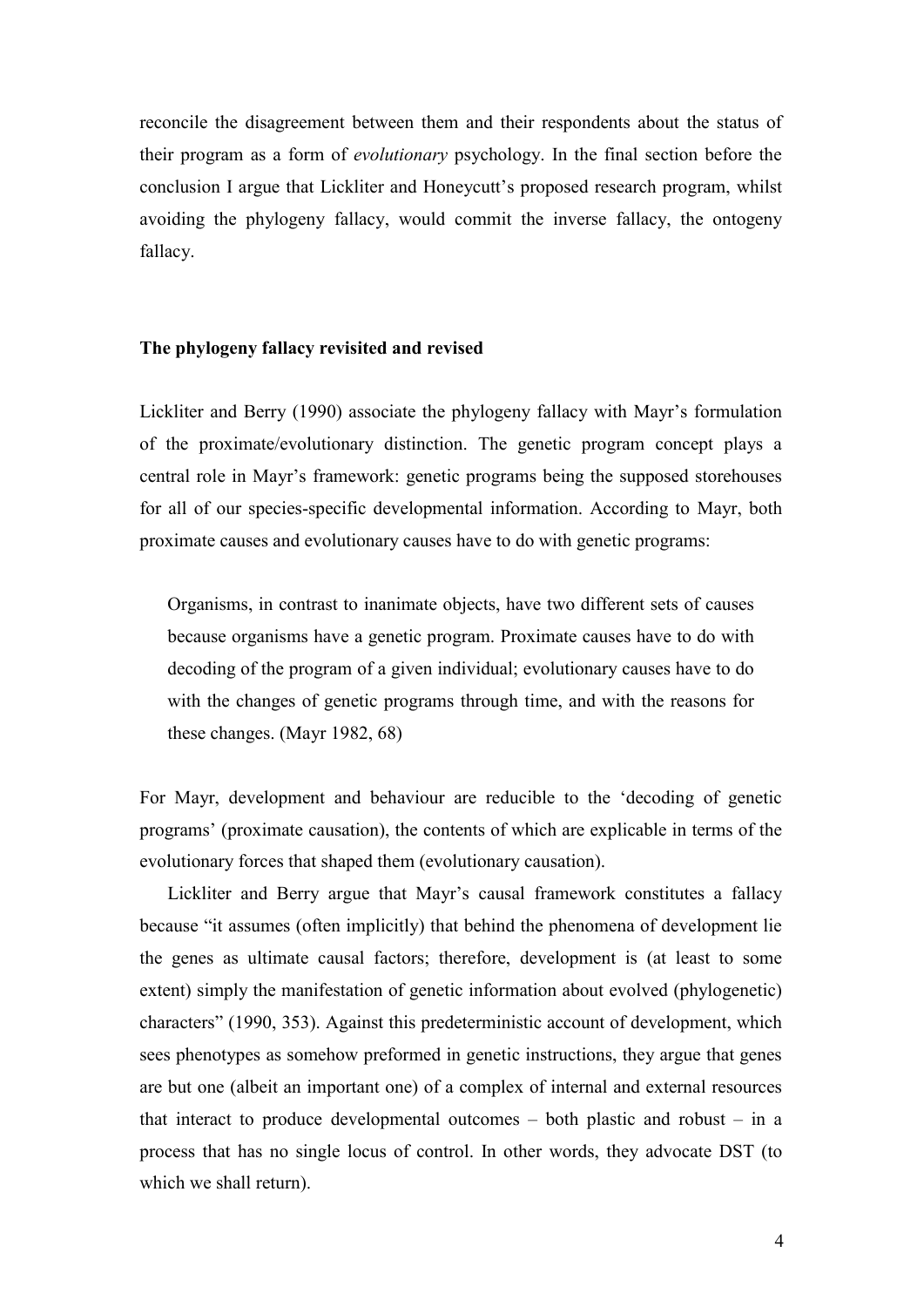reconcile the disagreement between them and their respondents about the status of their program as a form of *evolutionary* psychology. In the final section before the conclusion I argue that Lickliter and Honeycutt's proposed research program, whilst avoiding the phylogeny fallacy, would commit the inverse fallacy, the ontogeny fallacy.

## The phylogeny fallacy revisited and revised

Lickliter and Berry (1990) associate the phylogeny fallacy with Mayr's formulation of the proximate/evolutionary distinction. The genetic program concept plays a central role in Mayr's framework: genetic programs being the supposed storehouses for all of our species-specific developmental information. According to Mayr, both proximate causes and evolutionary causes have to do with genetic programs:

> Organisms, in contrast to inanimate objects, have two different sets of causes because organisms have a genetic program. Proximate causes have to do with decoding of the program of a given individual; evolutionary causes have to do with the changes of genetic programs through time, and with the reasons for these changes. (Mayr 1982, 68)

For Mayr, development and behaviour are reducible to the 'decoding of genetic programs' (proximate causation), the contents of which are explicable in terms of the evolutionary forces that shaped them (evolutionary causation).

Lickliter and Berry argue that Mayr's causal framework constitutes a fallacy because "it assumes (often implicitly) that behind the phenomena of development lie the genes as ultimate causal factors; therefore, development is (at least to some extent) simply the manifestation of genetic information about evolved (phylogenetic) characters" (1990, 353). Against this predeterministic account of development, which sees phenotypes as somehow preformed in genetic instructions, they argue that genes are but one (albeit an important one) of a complex of internal and external resources that interact to produce developmental outcomes – both plastic and robust – in a process that has no single locus of control. In other words, they advocate DST (to which we shall return).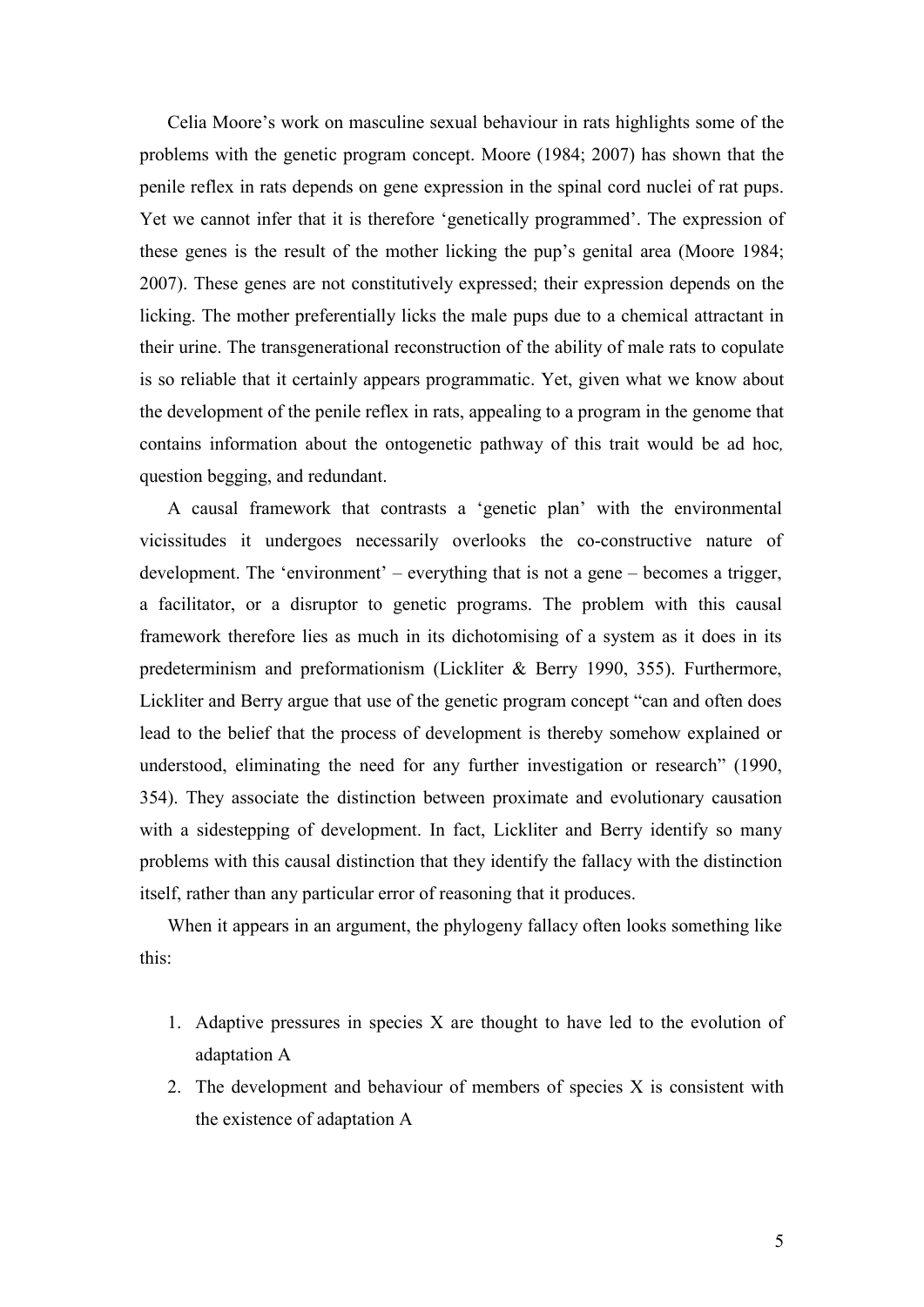Celia Moore's work on masculine sexual behaviour in rats highlights some of the problems with the genetic program concept. Moore (1984; 2007) has shown that the penile reflex in rats depends on gene expression in the spinal cord nuclei of rat pups. Yet we cannot infer that it is therefore 'genetically programmed'. The expression of these genes is the result of the mother licking the pup's genital area (Moore 1984; 2007). These genes are not constitutively expressed; their expression depends on the licking. The mother preferentially licks the male pups due to a chemical attractant in their urine. The transgenerational reconstruction of the ability of male rats to copulate is so reliable that it certainly appears programmatic. Yet, given what we know about the development of the penile reflex in rats, appealing to a program in the genome that contains information about the ontogenetic pathway of this trait would be ad hoc*,* question begging, and redundant.

A causal framework that contrasts a 'genetic plan' with the environmental vicissitudes it undergoes necessarily overlooks the co-constructive nature of development. The 'environment' – everything that is not a gene – becomes a trigger, a facilitator, or a disruptor to genetic programs. The problem with this causal framework therefore lies as much in its dichotomising of a system as it does in its predeterminism and preformationism (Lickliter & Berry 1990, 355). Furthermore, Lickliter and Berry argue that use of the genetic program concept "can and often does lead to the belief that the process of development is thereby somehow explained or understood, eliminating the need for any further investigation or research" (1990, 354). They associate the distinction between proximate and evolutionary causation with a sidestepping of development. In fact, Lickliter and Berry identify so many problems with this causal distinction that they identify the fallacy with the distinction itself, rather than any particular error of reasoning that it produces.

When it appears in an argument, the phylogeny fallacy often looks something like this:

1. Adaptive pressures in species X are thought to have led to the evolution of adaptation A
2. The development and behaviour of members of species X is consistent with the existence of adaptation A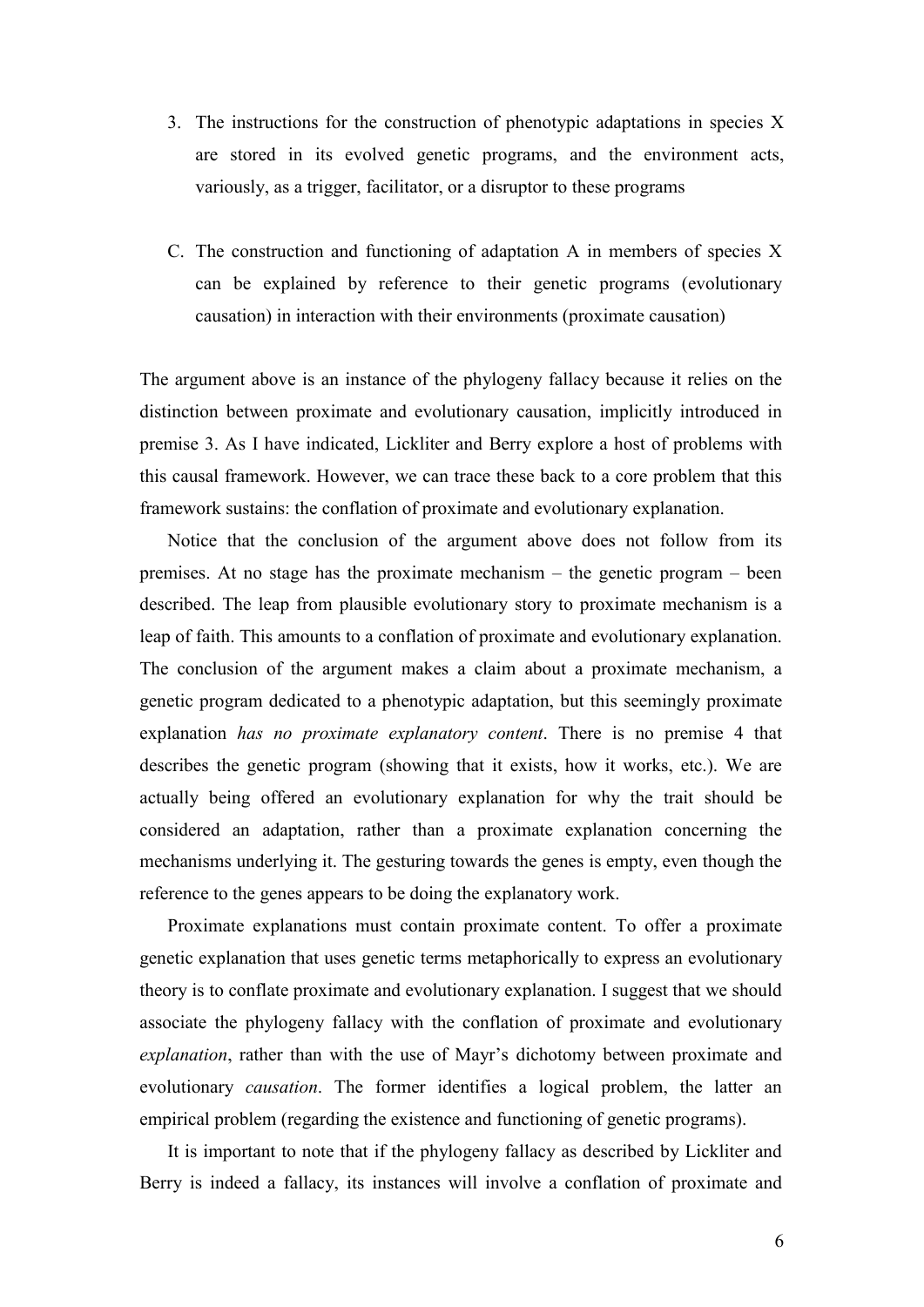3. The instructions for the construction of phenotypic adaptations in species X are stored in its evolved genetic programs, and the environment acts, variously, as a trigger, facilitator, or a disruptor to these programs

C. The construction and functioning of adaptation A in members of species X can be explained by reference to their genetic programs (evolutionary causation) in interaction with their environments (proximate causation)

The argument above is an instance of the phylogeny fallacy because it relies on the distinction between proximate and evolutionary causation, implicitly introduced in premise 3. As I have indicated, Lickliter and Berry explore a host of problems with this causal framework. However, we can trace these back to a core problem that this framework sustains: the conflation of proximate and evolutionary explanation.

Notice that the conclusion of the argument above does not follow from its premises. At no stage has the proximate mechanism – the genetic program – been described. The leap from plausible evolutionary story to proximate mechanism is a leap of faith. This amounts to a conflation of proximate and evolutionary explanation. The conclusion of the argument makes a claim about a proximate mechanism, a genetic program dedicated to a phenotypic adaptation, but this seemingly proximate explanation *has no proximate explanatory content*. There is no premise 4 that describes the genetic program (showing that it exists, how it works, etc.). We are actually being offered an evolutionary explanation for why the trait should be considered an adaptation, rather than a proximate explanation concerning the mechanisms underlying it. The gesturing towards the genes is empty, even though the reference to the genes appears to be doing the explanatory work.

Proximate explanations must contain proximate content. To offer a proximate genetic explanation that uses genetic terms metaphorically to express an evolutionary theory is to conflate proximate and evolutionary explanation. I suggest that we should associate the phylogeny fallacy with the conflation of proximate and evolutionary *explanation*, rather than with the use of Mayr's dichotomy between proximate and evolutionary *causation*. The former identifies a logical problem, the latter an empirical problem (regarding the existence and functioning of genetic programs).

It is important to note that if the phylogeny fallacy as described by Lickliter and Berry is indeed a fallacy, its instances will involve a conflation of proximate and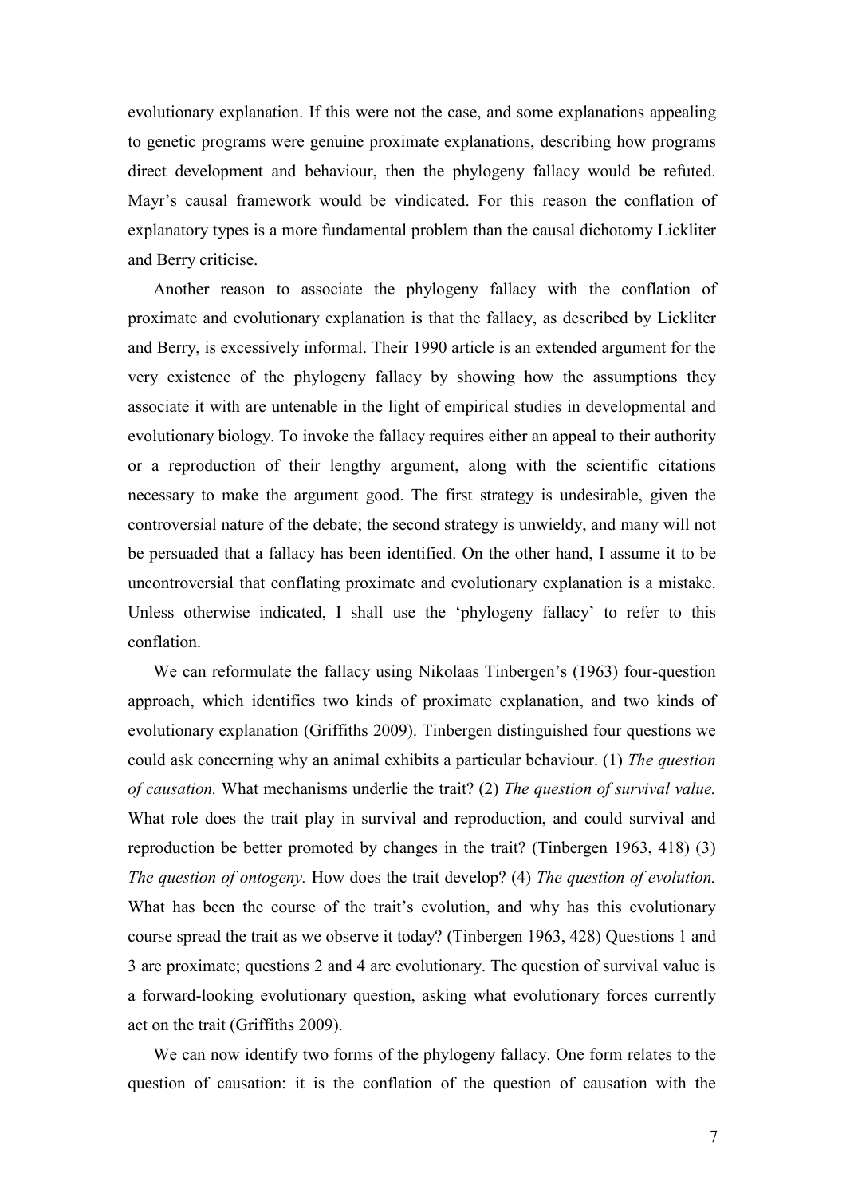evolutionary explanation. If this were not the case, and some explanations appealing to genetic programs were genuine proximate explanations, describing how programs direct development and behaviour, then the phylogeny fallacy would be refuted. Mayr's causal framework would be vindicated. For this reason the conflation of explanatory types is a more fundamental problem than the causal dichotomy Lickliter and Berry criticise.

Another reason to associate the phylogeny fallacy with the conflation of proximate and evolutionary explanation is that the fallacy, as described by Lickliter and Berry, is excessively informal. Their 1990 article is an extended argument for the very existence of the phylogeny fallacy by showing how the assumptions they associate it with are untenable in the light of empirical studies in developmental and evolutionary biology. To invoke the fallacy requires either an appeal to their authority or a reproduction of their lengthy argument, along with the scientific citations necessary to make the argument good. The first strategy is undesirable, given the controversial nature of the debate; the second strategy is unwieldy, and many will not be persuaded that a fallacy has been identified. On the other hand, I assume it to be uncontroversial that conflating proximate and evolutionary explanation is a mistake. Unless otherwise indicated, I shall use the 'phylogeny fallacy' to refer to this conflation.

We can reformulate the fallacy using Nikolaas Tinbergen's (1963) four-question approach, which identifies two kinds of proximate explanation, and two kinds of evolutionary explanation (Griffiths 2009). Tinbergen distinguished four questions we could ask concerning why an animal exhibits a particular behaviour. (1) *The question of causation.* What mechanisms underlie the trait? (2) *The question of survival value.* What role does the trait play in survival and reproduction, and could survival and reproduction be better promoted by changes in the trait? (Tinbergen 1963, 418) (3) *The question of ontogeny.* How does the trait develop? (4) *The question of evolution.* What has been the course of the trait's evolution, and why has this evolutionary course spread the trait as we observe it today? (Tinbergen 1963, 428) Questions 1 and 3 are proximate; questions 2 and 4 are evolutionary. The question of survival value is a forward-looking evolutionary question, asking what evolutionary forces currently act on the trait (Griffiths 2009).

We can now identify two forms of the phylogeny fallacy. One form relates to the question of causation: it is the conflation of the question of causation with the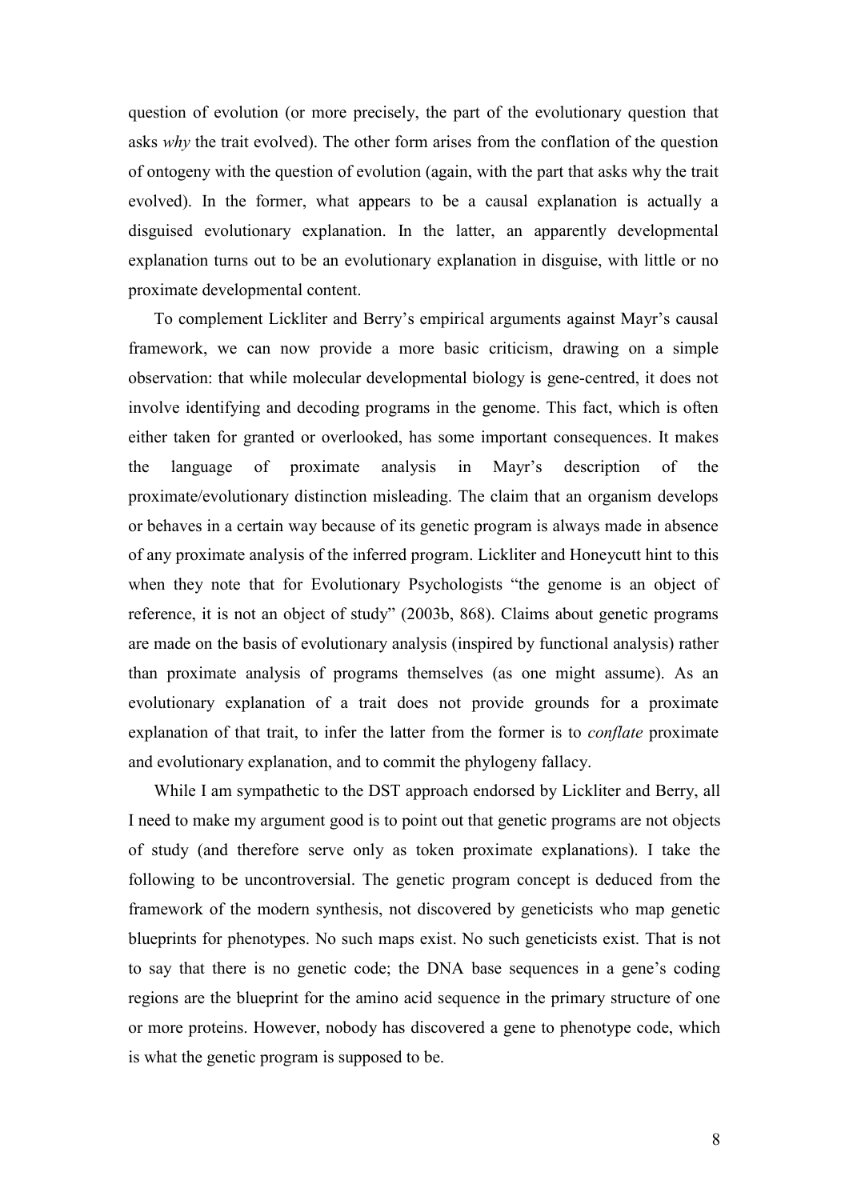question of evolution (or more precisely, the part of the evolutionary question that asks *why* the trait evolved). The other form arises from the conflation of the question of ontogeny with the question of evolution (again, with the part that asks why the trait evolved). In the former, what appears to be a causal explanation is actually a disguised evolutionary explanation. In the latter, an apparently developmental explanation turns out to be an evolutionary explanation in disguise, with little or no proximate developmental content.

To complement Lickliter and Berry's empirical arguments against Mayr's causal framework, we can now provide a more basic criticism, drawing on a simple observation: that while molecular developmental biology is gene-centred, it does not involve identifying and decoding programs in the genome. This fact, which is often either taken for granted or overlooked, has some important consequences. It makes the language of proximate analysis in Mayr's description of the proximate/evolutionary distinction misleading. The claim that an organism develops or behaves in a certain way because of its genetic program is always made in absence of any proximate analysis of the inferred program. Lickliter and Honeycutt hint to this when they note that for Evolutionary Psychologists "the genome is an object of reference, it is not an object of study" (2003b, 868). Claims about genetic programs are made on the basis of evolutionary analysis (inspired by functional analysis) rather than proximate analysis of programs themselves (as one might assume). As an evolutionary explanation of a trait does not provide grounds for a proximate explanation of that trait, to infer the latter from the former is to *conflate* proximate and evolutionary explanation, and to commit the phylogeny fallacy.

While I am sympathetic to the DST approach endorsed by Lickliter and Berry, all I need to make my argument good is to point out that genetic programs are not objects of study (and therefore serve only as token proximate explanations). I take the following to be uncontroversial. The genetic program concept is deduced from the framework of the modern synthesis, not discovered by geneticists who map genetic blueprints for phenotypes. No such maps exist. No such geneticists exist. That is not to say that there is no genetic code; the DNA base sequences in a gene's coding regions are the blueprint for the amino acid sequence in the primary structure of one or more proteins. However, nobody has discovered a gene to phenotype code, which is what the genetic program is supposed to be.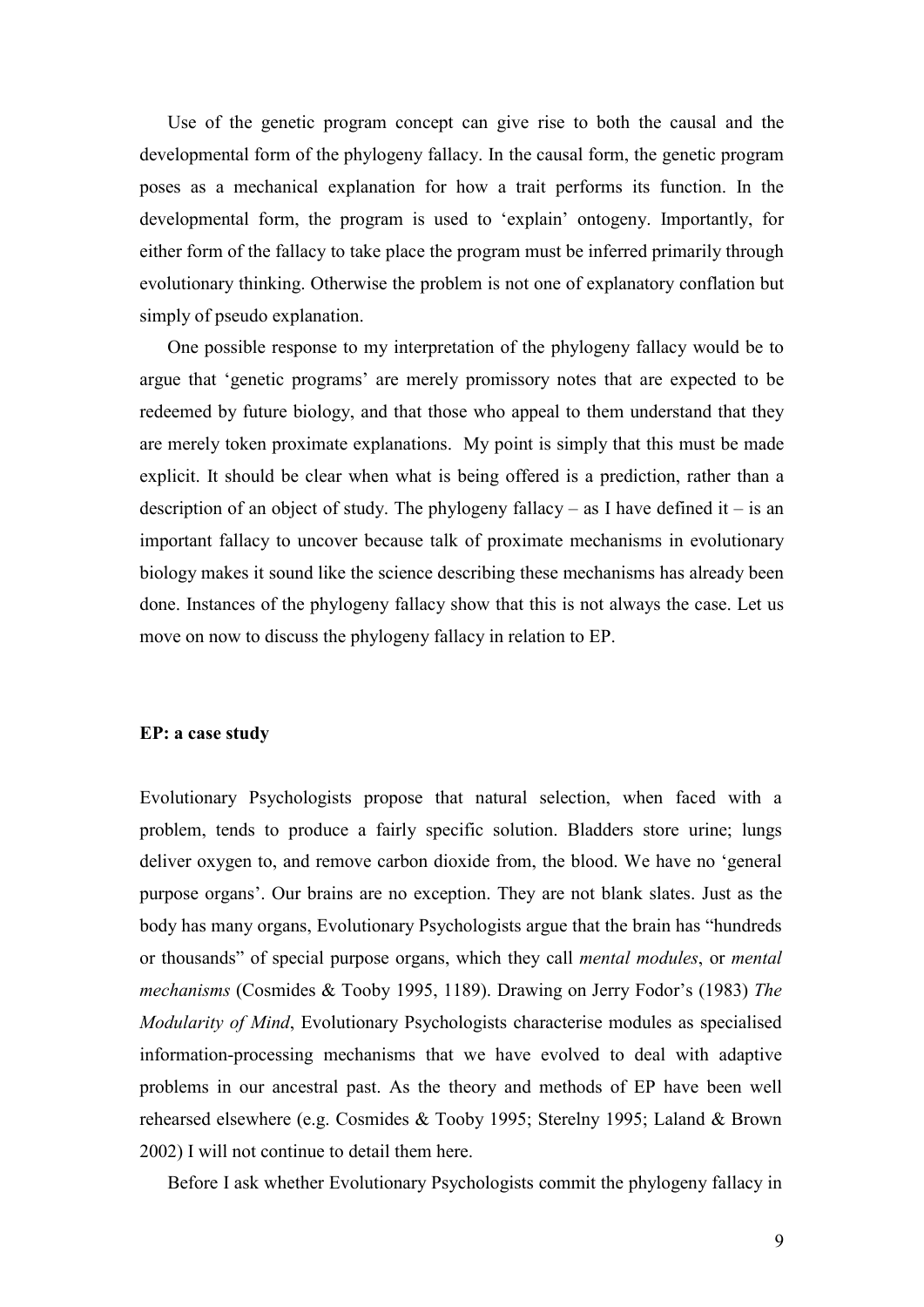Use of the genetic program concept can give rise to both the causal and the developmental form of the phylogeny fallacy. In the causal form, the genetic program poses as a mechanical explanation for how a trait performs its function. In the developmental form, the program is used to 'explain' ontogeny. Importantly, for either form of the fallacy to take place the program must be inferred primarily through evolutionary thinking. Otherwise the problem is not one of explanatory conflation but simply of pseudo explanation.

One possible response to my interpretation of the phylogeny fallacy would be to argue that 'genetic programs' are merely promissory notes that are expected to be redeemed by future biology, and that those who appeal to them understand that they are merely token proximate explanations. My point is simply that this must be made explicit. It should be clear when what is being offered is a prediction, rather than a description of an object of study. The phylogeny fallacy – as I have defined it – is an important fallacy to uncover because talk of proximate mechanisms in evolutionary biology makes it sound like the science describing these mechanisms has already been done. Instances of the phylogeny fallacy show that this is not always the case. Let us move on now to discuss the phylogeny fallacy in relation to EP.

**EP: a case study**

Evolutionary Psychologists propose that natural selection, when faced with a problem, tends to produce a fairly specific solution. Bladders store urine; lungs deliver oxygen to, and remove carbon dioxide from, the blood. We have no 'general purpose organs'. Our brains are no exception. They are not blank slates. Just as the body has many organs, Evolutionary Psychologists argue that the brain has "hundreds or thousands" of special purpose organs, which they call *mental modules*, or *mental mechanisms* (Cosmides & Tooby 1995, 1189). Drawing on Jerry Fodor's (1983) *The Modularity of Mind*, Evolutionary Psychologists characterise modules as specialised information-processing mechanisms that we have evolved to deal with adaptive problems in our ancestral past. As the theory and methods of EP have been well rehearsed elsewhere (e.g. Cosmides & Tooby 1995; Sterelny 1995; Laland & Brown 2002) I will not continue to detail them here.

Before I ask whether Evolutionary Psychologists commit the phylogeny fallacy in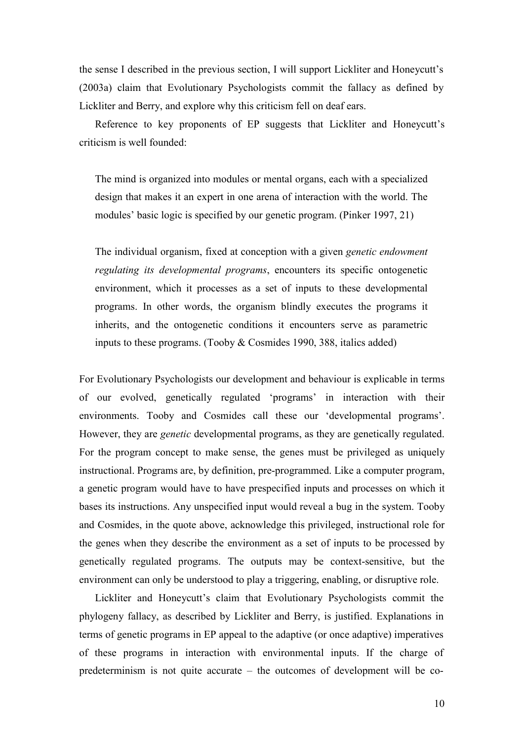the sense I described in the previous section, I will support Lickliter and Honeycutt's (2003a) claim that Evolutionary Psychologists commit the fallacy as defined by Lickliter and Berry, and explore why this criticism fell on deaf ears.

Reference to key proponents of EP suggests that Lickliter and Honeycutt's criticism is well founded:

> The mind is organized into modules or mental organs, each with a specialized design that makes it an expert in one arena of interaction with the world. The modules' basic logic is specified by our genetic program. (Pinker 1997, 21)

> The individual organism, fixed at conception with a given *genetic endowment regulating its developmental programs*, encounters its specific ontogenetic environment, which it processes as a set of inputs to these developmental programs. In other words, the organism blindly executes the programs it inherits, and the ontogenetic conditions it encounters serve as parametric inputs to these programs. (Tooby & Cosmides 1990, 388, italics added)

For Evolutionary Psychologists our development and behaviour is explicable in terms of our evolved, genetically regulated 'programs' in interaction with their environments. Tooby and Cosmides call these our 'developmental programs'. However, they are *genetic* developmental programs, as they are genetically regulated. For the program concept to make sense, the genes must be privileged as uniquely instructional. Programs are, by definition, pre-programmed. Like a computer program, a genetic program would have to have prespecified inputs and processes on which it bases its instructions. Any unspecified input would reveal a bug in the system. Tooby and Cosmides, in the quote above, acknowledge this privileged, instructional role for the genes when they describe the environment as a set of inputs to be processed by genetically regulated programs. The outputs may be context-sensitive, but the environment can only be understood to play a triggering, enabling, or disruptive role.

Lickliter and Honeycutt's claim that Evolutionary Psychologists commit the phylogeny fallacy, as described by Lickliter and Berry, is justified. Explanations in terms of genetic programs in EP appeal to the adaptive (or once adaptive) imperatives of these programs in interaction with environmental inputs. If the charge of predeterminism is not quite accurate – the outcomes of development will be co-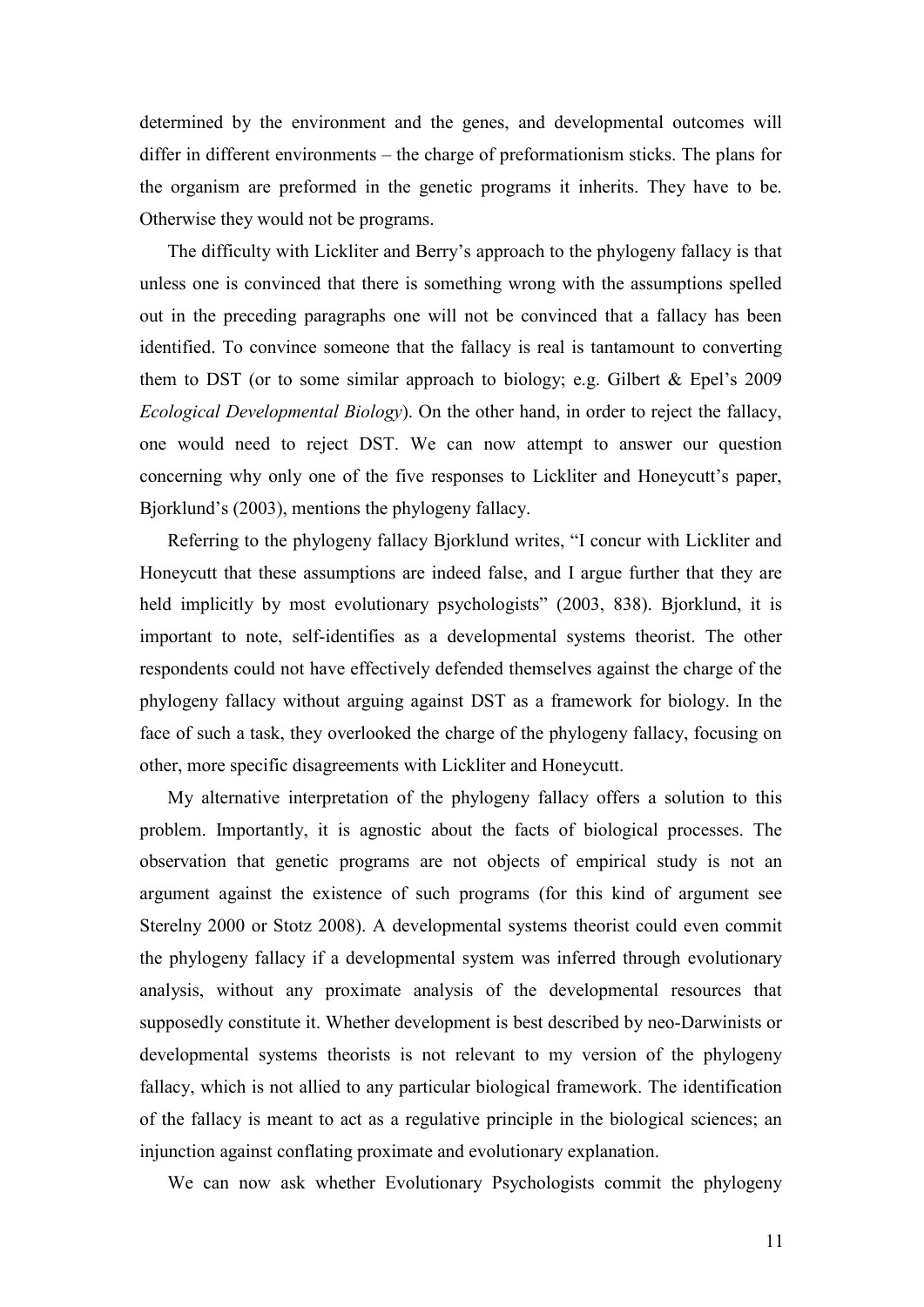determined by the environment and the genes, and developmental outcomes will differ in different environments – the charge of preformationism sticks. The plans for the organism are preformed in the genetic programs it inherits. They have to be. Otherwise they would not be programs.

The difficulty with Lickliter and Berry's approach to the phylogeny fallacy is that unless one is convinced that there is something wrong with the assumptions spelled out in the preceding paragraphs one will not be convinced that a fallacy has been identified. To convince someone that the fallacy is real is tantamount to converting them to DST (or to some similar approach to biology; e.g. Gilbert & Epel's 2009 *Ecological Developmental Biology*). On the other hand, in order to reject the fallacy, one would need to reject DST. We can now attempt to answer our question concerning why only one of the five responses to Lickliter and Honeycutt's paper, Bjorklund's (2003), mentions the phylogeny fallacy.

Referring to the phylogeny fallacy Bjorklund writes, "I concur with Lickliter and Honeycutt that these assumptions are indeed false, and I argue further that they are held implicitly by most evolutionary psychologists" (2003, 838). Bjorklund, it is important to note, self-identifies as a developmental systems theorist. The other respondents could not have effectively defended themselves against the charge of the phylogeny fallacy without arguing against DST as a framework for biology. In the face of such a task, they overlooked the charge of the phylogeny fallacy, focusing on other, more specific disagreements with Lickliter and Honeycutt.

My alternative interpretation of the phylogeny fallacy offers a solution to this problem. Importantly, it is agnostic about the facts of biological processes. The observation that genetic programs are not objects of empirical study is not an argument against the existence of such programs (for this kind of argument see Sterelny 2000 or Stotz 2008). A developmental systems theorist could even commit the phylogeny fallacy if a developmental system was inferred through evolutionary analysis, without any proximate analysis of the developmental resources that supposedly constitute it. Whether development is best described by neo-Darwinists or developmental systems theorists is not relevant to my version of the phylogeny fallacy, which is not allied to any particular biological framework. The identification of the fallacy is meant to act as a regulative principle in the biological sciences; an injunction against conflating proximate and evolutionary explanation.

We can now ask whether Evolutionary Psychologists commit the phylogeny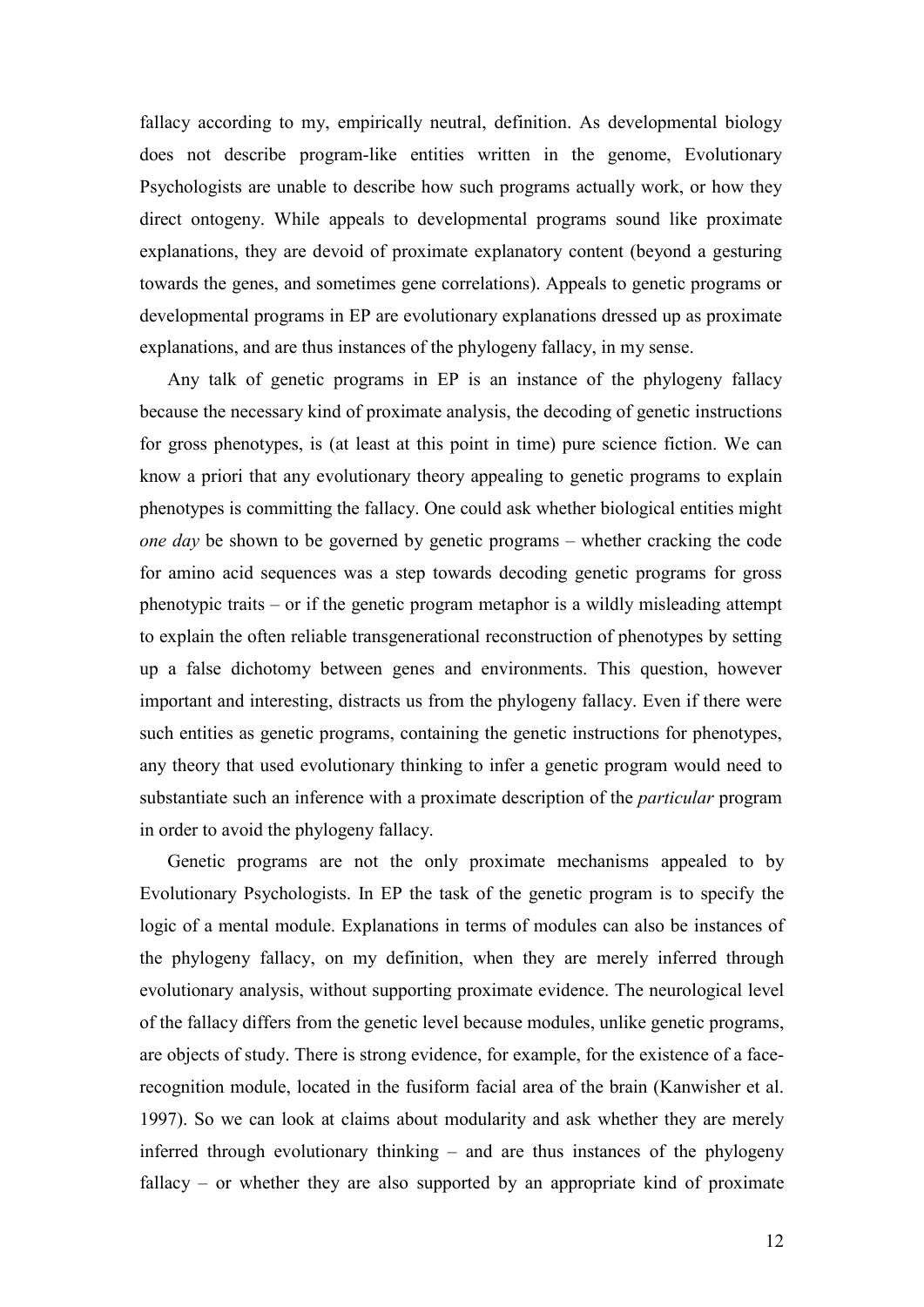fallacy according to my, empirically neutral, definition. As developmental biology does not describe program-like entities written in the genome, Evolutionary Psychologists are unable to describe how such programs actually work, or how they direct ontogeny. While appeals to developmental programs sound like proximate explanations, they are devoid of proximate explanatory content (beyond a gesturing towards the genes, and sometimes gene correlations). Appeals to genetic programs or developmental programs in EP are evolutionary explanations dressed up as proximate explanations, and are thus instances of the phylogeny fallacy, in my sense.

Any talk of genetic programs in EP is an instance of the phylogeny fallacy because the necessary kind of proximate analysis, the decoding of genetic instructions for gross phenotypes, is (at least at this point in time) pure science fiction. We can know a priori that any evolutionary theory appealing to genetic programs to explain phenotypes is committing the fallacy. One could ask whether biological entities might *one day* be shown to be governed by genetic programs – whether cracking the code for amino acid sequences was a step towards decoding genetic programs for gross phenotypic traits – or if the genetic program metaphor is a wildly misleading attempt to explain the often reliable transgenerational reconstruction of phenotypes by setting up a false dichotomy between genes and environments. This question, however important and interesting, distracts us from the phylogeny fallacy. Even if there were such entities as genetic programs, containing the genetic instructions for phenotypes, any theory that used evolutionary thinking to infer a genetic program would need to substantiate such an inference with a proximate description of the *particular* program in order to avoid the phylogeny fallacy.

Genetic programs are not the only proximate mechanisms appealed to by Evolutionary Psychologists. In EP the task of the genetic program is to specify the logic of a mental module. Explanations in terms of modules can also be instances of the phylogeny fallacy, on my definition, when they are merely inferred through evolutionary analysis, without supporting proximate evidence. The neurological level of the fallacy differs from the genetic level because modules, unlike genetic programs, are objects of study. There is strong evidence, for example, for the existence of a face-recognition module, located in the fusiform facial area of the brain (Kanwisher et al. 1997). So we can look at claims about modularity and ask whether they are merely inferred through evolutionary thinking – and are thus instances of the phylogeny fallacy – or whether they are also supported by an appropriate kind of proximate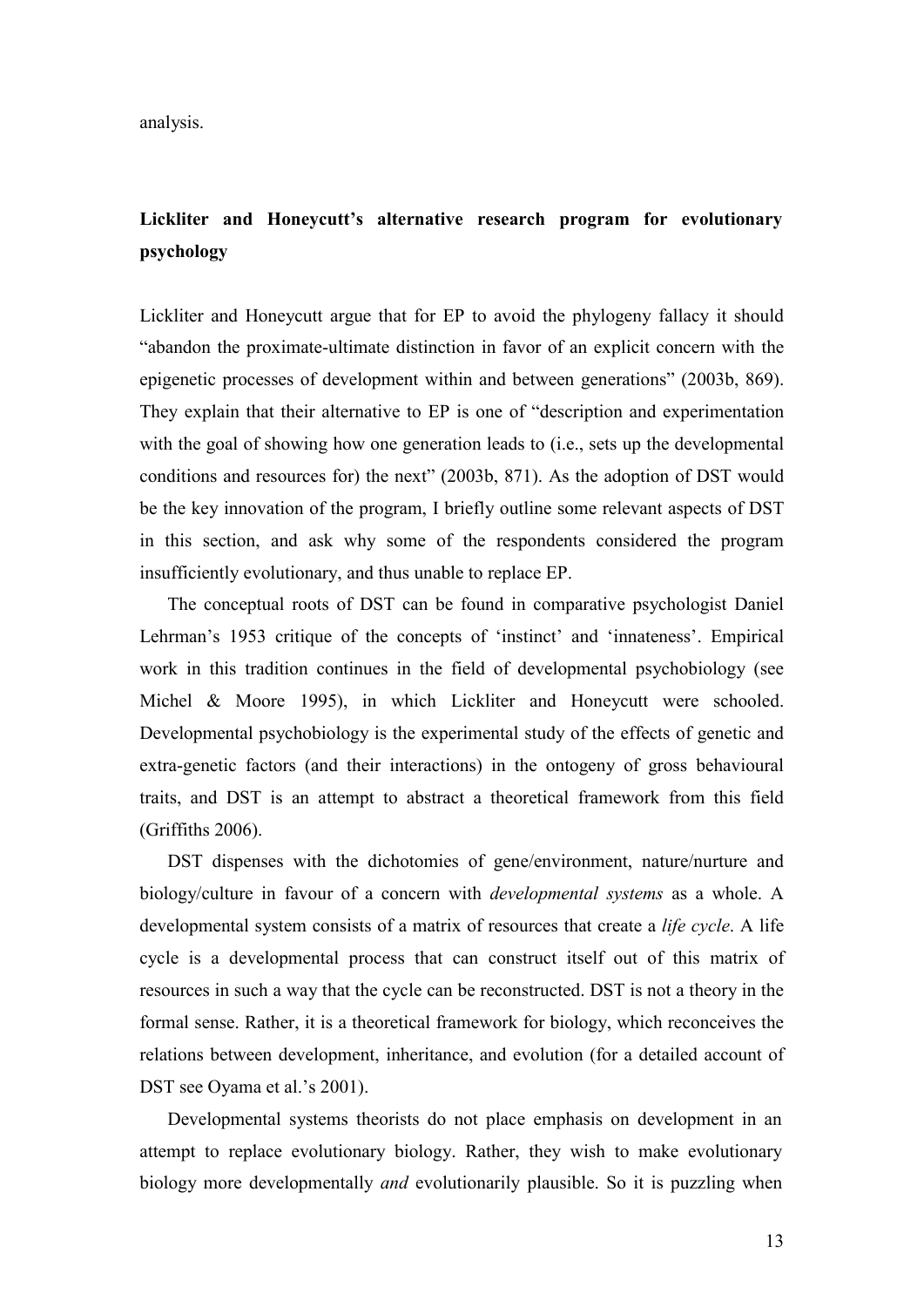analysis.

## Lickliter and Honeycutt's alternative research program for evolutionary psychology

Lickliter and Honeycutt argue that for EP to avoid the phylogeny fallacy it should "abandon the proximate-ultimate distinction in favor of an explicit concern with the epigenetic processes of development within and between generations" (2003b, 869). They explain that their alternative to EP is one of "description and experimentation with the goal of showing how one generation leads to (i.e., sets up the developmental conditions and resources for) the next" (2003b, 871). As the adoption of DST would be the key innovation of the program, I briefly outline some relevant aspects of DST in this section, and ask why some of the respondents considered the program insufficiently evolutionary, and thus unable to replace EP.

The conceptual roots of DST can be found in comparative psychologist Daniel Lehrman's 1953 critique of the concepts of 'instinct' and 'innateness'. Empirical work in this tradition continues in the field of developmental psychobiology (see Michel & Moore 1995), in which Lickliter and Honeycutt were schooled. Developmental psychobiology is the experimental study of the effects of genetic and extra-genetic factors (and their interactions) in the ontogeny of gross behavioural traits, and DST is an attempt to abstract a theoretical framework from this field (Griffiths 2006).

DST dispenses with the dichotomies of gene/environment, nature/nurture and biology/culture in favour of a concern with *developmental systems* as a whole. A developmental system consists of a matrix of resources that create a *life cycle*. A life cycle is a developmental process that can construct itself out of this matrix of resources in such a way that the cycle can be reconstructed. DST is not a theory in the formal sense. Rather, it is a theoretical framework for biology, which reconceives the relations between development, inheritance, and evolution (for a detailed account of DST see Oyama et al.'s 2001).

Developmental systems theorists do not place emphasis on development in an attempt to replace evolutionary biology. Rather, they wish to make evolutionary biology more developmentally *and* evolutionarily plausible. So it is puzzling when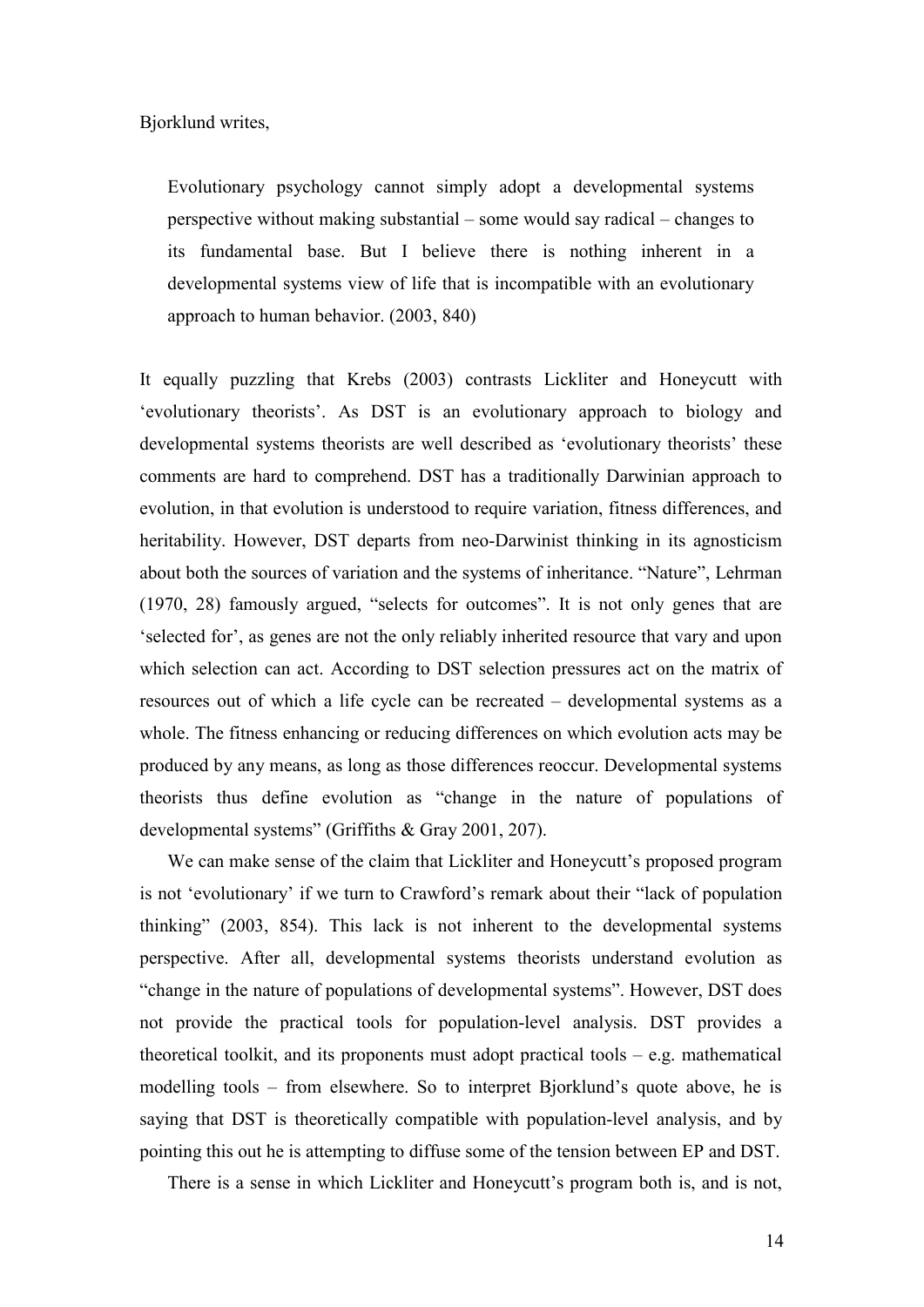Bjorklund writes,

> Evolutionary psychology cannot simply adopt a developmental systems perspective without making substantial – some would say radical – changes to its fundamental base. But I believe there is nothing inherent in a developmental systems view of life that is incompatible with an evolutionary approach to human behavior. (2003, 840)

It equally puzzling that Krebs (2003) contrasts Lickliter and Honeycutt with 'evolutionary theorists'. As DST is an evolutionary approach to biology and developmental systems theorists are well described as 'evolutionary theorists' these comments are hard to comprehend. DST has a traditionally Darwinian approach to evolution, in that evolution is understood to require variation, fitness differences, and heritability. However, DST departs from neo-Darwinist thinking in its agnosticism about both the sources of variation and the systems of inheritance. "Nature", Lehrman (1970, 28) famously argued, "selects for outcomes". It is not only genes that are 'selected for', as genes are not the only reliably inherited resource that vary and upon which selection can act. According to DST selection pressures act on the matrix of resources out of which a life cycle can be recreated – developmental systems as a whole. The fitness enhancing or reducing differences on which evolution acts may be produced by any means, as long as those differences reoccur. Developmental systems theorists thus define evolution as "change in the nature of populations of developmental systems" (Griffiths & Gray 2001, 207).

We can make sense of the claim that Lickliter and Honeycutt's proposed program is not 'evolutionary' if we turn to Crawford's remark about their "lack of population thinking" (2003, 854). This lack is not inherent to the developmental systems perspective. After all, developmental systems theorists understand evolution as "change in the nature of populations of developmental systems". However, DST does not provide the practical tools for population-level analysis. DST provides a theoretical toolkit, and its proponents must adopt practical tools – e.g. mathematical modelling tools – from elsewhere. So to interpret Bjorklund's quote above, he is saying that DST is theoretically compatible with population-level analysis, and by pointing this out he is attempting to diffuse some of the tension between EP and DST.

There is a sense in which Lickliter and Honeycutt's program both is, and is not,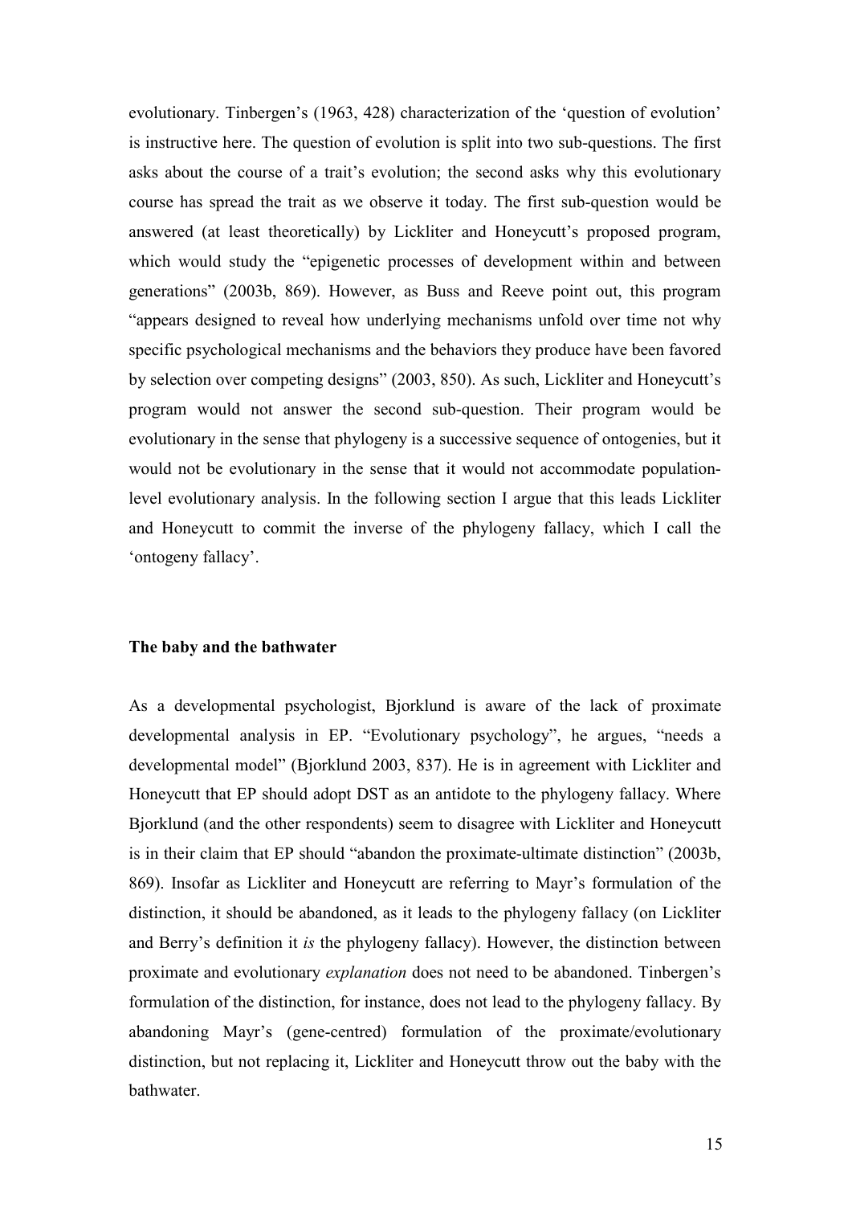evolutionary. Tinbergen's (1963, 428) characterization of the 'question of evolution' is instructive here. The question of evolution is split into two sub-questions. The first asks about the course of a trait's evolution; the second asks why this evolutionary course has spread the trait as we observe it today. The first sub-question would be answered (at least theoretically) by Lickliter and Honeycutt's proposed program, which would study the "epigenetic processes of development within and between generations" (2003b, 869). However, as Buss and Reeve point out, this program "appears designed to reveal how underlying mechanisms unfold over time not why specific psychological mechanisms and the behaviors they produce have been favored by selection over competing designs" (2003, 850). As such, Lickliter and Honeycutt's program would not answer the second sub-question. Their program would be evolutionary in the sense that phylogeny is a successive sequence of ontogenies, but it would not be evolutionary in the sense that it would not accommodate population-level evolutionary analysis. In the following section I argue that this leads Lickliter and Honeycutt to commit the inverse of the phylogeny fallacy, which I call the 'ontogeny fallacy'.

## The baby and the bathwater

As a developmental psychologist, Bjorklund is aware of the lack of proximate developmental analysis in EP. "Evolutionary psychology", he argues, "needs a developmental model" (Bjorklund 2003, 837). He is in agreement with Lickliter and Honeycutt that EP should adopt DST as an antidote to the phylogeny fallacy. Where Bjorklund (and the other respondents) seem to disagree with Lickliter and Honeycutt is in their claim that EP should "abandon the proximate-ultimate distinction" (2003b, 869). Insofar as Lickliter and Honeycutt are referring to Mayr's formulation of the distinction, it should be abandoned, as it leads to the phylogeny fallacy (on Lickliter and Berry's definition it *is* the phylogeny fallacy). However, the distinction between proximate and evolutionary *explanation* does not need to be abandoned. Tinbergen's formulation of the distinction, for instance, does not lead to the phylogeny fallacy. By abandoning Mayr's (gene-centred) formulation of the proximate/evolutionary distinction, but not replacing it, Lickliter and Honeycutt throw out the baby with the bathwater.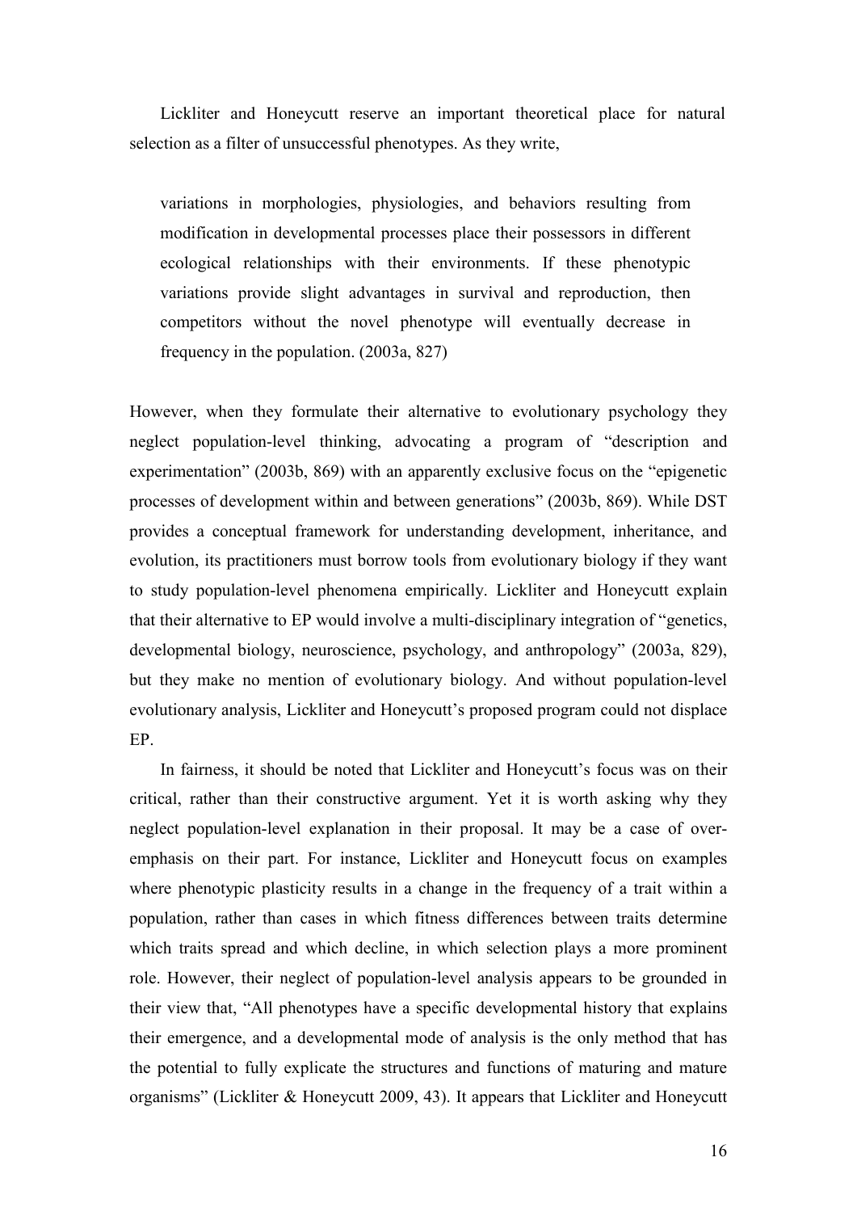Lickliter and Honeycutt reserve an important theoretical place for natural selection as a filter of unsuccessful phenotypes. As they write,

> variations in morphologies, physiologies, and behaviors resulting from modification in developmental processes place their possessors in different ecological relationships with their environments. If these phenotypic variations provide slight advantages in survival and reproduction, then competitors without the novel phenotype will eventually decrease in frequency in the population. (2003a, 827)

However, when they formulate their alternative to evolutionary psychology they neglect population-level thinking, advocating a program of "description and experimentation" (2003b, 869) with an apparently exclusive focus on the "epigenetic processes of development within and between generations" (2003b, 869). While DST provides a conceptual framework for understanding development, inheritance, and evolution, its practitioners must borrow tools from evolutionary biology if they want to study population-level phenomena empirically. Lickliter and Honeycutt explain that their alternative to EP would involve a multi-disciplinary integration of "genetics, developmental biology, neuroscience, psychology, and anthropology" (2003a, 829), but they make no mention of evolutionary biology. And without population-level evolutionary analysis, Lickliter and Honeycutt's proposed program could not displace EP.

In fairness, it should be noted that Lickliter and Honeycutt's focus was on their critical, rather than their constructive argument. Yet it is worth asking why they neglect population-level explanation in their proposal. It may be a case of over-emphasis on their part. For instance, Lickliter and Honeycutt focus on examples where phenotypic plasticity results in a change in the frequency of a trait within a population, rather than cases in which fitness differences between traits determine which traits spread and which decline, in which selection plays a more prominent role. However, their neglect of population-level analysis appears to be grounded in their view that, "All phenotypes have a specific developmental history that explains their emergence, and a developmental mode of analysis is the only method that has the potential to fully explicate the structures and functions of maturing and mature organisms" (Lickliter & Honeycutt 2009, 43). It appears that Lickliter and Honeycutt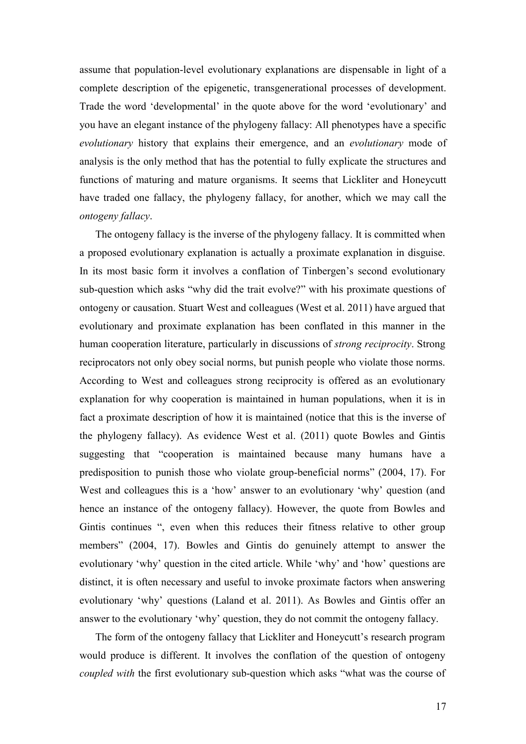assume that population-level evolutionary explanations are dispensable in light of a complete description of the epigenetic, transgenerational processes of development. Trade the word 'developmental' in the quote above for the word 'evolutionary' and you have an elegant instance of the phylogeny fallacy: All phenotypes have a specific *evolutionary* history that explains their emergence, and an *evolutionary* mode of analysis is the only method that has the potential to fully explicate the structures and functions of maturing and mature organisms. It seems that Lickliter and Honeycutt have traded one fallacy, the phylogeny fallacy, for another, which we may call the *ontogeny fallacy*.

The ontogeny fallacy is the inverse of the phylogeny fallacy. It is committed when a proposed evolutionary explanation is actually a proximate explanation in disguise. In its most basic form it involves a conflation of Tinbergen's second evolutionary sub-question which asks "why did the trait evolve?" with his proximate questions of ontogeny or causation. Stuart West and colleagues (West et al. 2011) have argued that evolutionary and proximate explanation has been conflated in this manner in the human cooperation literature, particularly in discussions of *strong reciprocity*. Strong reciprocators not only obey social norms, but punish people who violate those norms. According to West and colleagues strong reciprocity is offered as an evolutionary explanation for why cooperation is maintained in human populations, when it is in fact a proximate description of how it is maintained (notice that this is the inverse of the phylogeny fallacy). As evidence West et al. (2011) quote Bowles and Gintis suggesting that "cooperation is maintained because many humans have a predisposition to punish those who violate group-beneficial norms" (2004, 17). For West and colleagues this is a 'how' answer to an evolutionary 'why' question (and hence an instance of the ontogeny fallacy). However, the quote from Bowles and Gintis continues ", even when this reduces their fitness relative to other group members" (2004, 17). Bowles and Gintis do genuinely attempt to answer the evolutionary 'why' question in the cited article. While 'why' and 'how' questions are distinct, it is often necessary and useful to invoke proximate factors when answering evolutionary 'why' questions (Laland et al. 2011). As Bowles and Gintis offer an answer to the evolutionary 'why' question, they do not commit the ontogeny fallacy.

The form of the ontogeny fallacy that Lickliter and Honeycutt's research program would produce is different. It involves the conflation of the question of ontogeny *coupled with* the first evolutionary sub-question which asks "what was the course of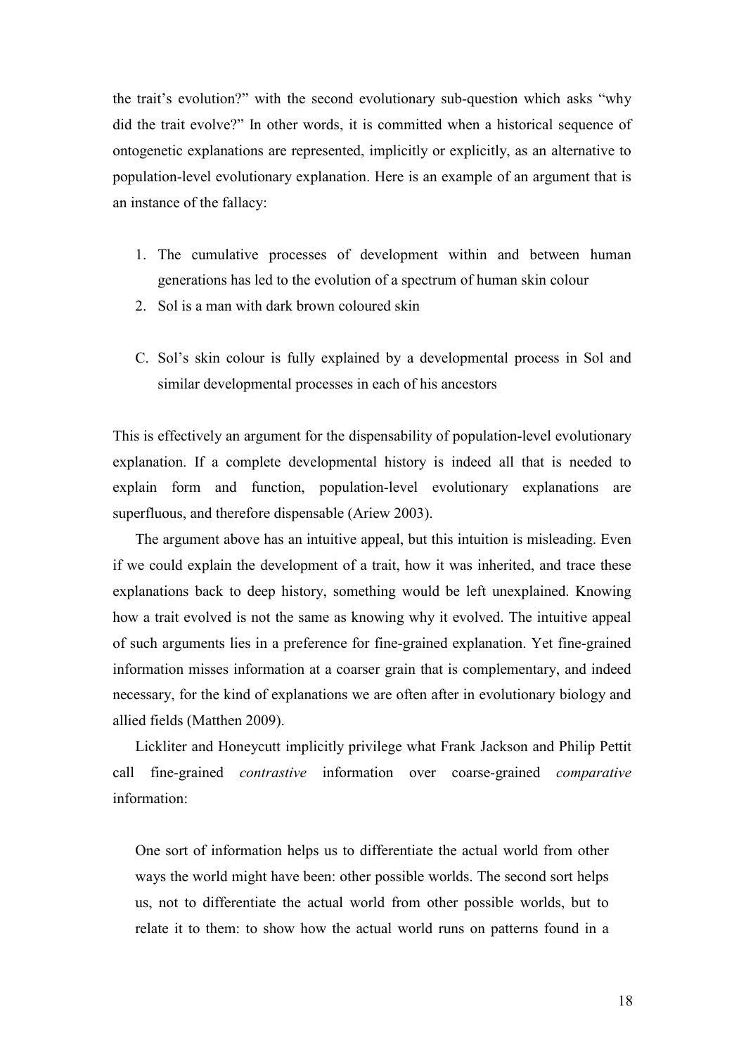the trait's evolution?" with the second evolutionary sub-question which asks "why did the trait evolve?" In other words, it is committed when a historical sequence of ontogenetic explanations are represented, implicitly or explicitly, as an alternative to population-level evolutionary explanation. Here is an example of an argument that is an instance of the fallacy:

1. The cumulative processes of development within and between human generations has led to the evolution of a spectrum of human skin colour
2. Sol is a man with dark brown coloured skin

C. Sol's skin colour is fully explained by a developmental process in Sol and similar developmental processes in each of his ancestors

This is effectively an argument for the dispensability of population-level evolutionary explanation. If a complete developmental history is indeed all that is needed to explain form and function, population-level evolutionary explanations are superfluous, and therefore dispensable (Ariew 2003).

The argument above has an intuitive appeal, but this intuition is misleading. Even if we could explain the development of a trait, how it was inherited, and trace these explanations back to deep history, something would be left unexplained. Knowing how a trait evolved is not the same as knowing why it evolved. The intuitive appeal of such arguments lies in a preference for fine-grained explanation. Yet fine-grained information misses information at a coarser grain that is complementary, and indeed necessary, for the kind of explanations we are often after in evolutionary biology and allied fields (Matthen 2009).

Lickliter and Honeycutt implicitly privilege what Frank Jackson and Philip Pettit call fine-grained *contrastive* information over coarse-grained *comparative* information:

> One sort of information helps us to differentiate the actual world from other ways the world might have been: other possible worlds. The second sort helps us, not to differentiate the actual world from other possible worlds, but to relate it to them: to show how the actual world runs on patterns found in a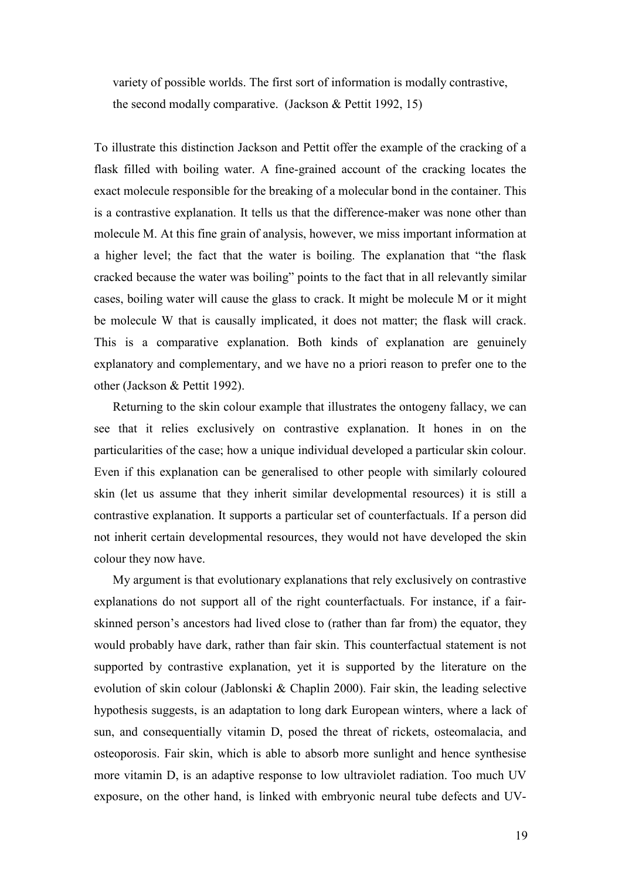> variety of possible worlds. The first sort of information is modally contrastive, the second modally comparative. (Jackson & Pettit 1992, 15)

To illustrate this distinction Jackson and Pettit offer the example of the cracking of a flask filled with boiling water. A fine-grained account of the cracking locates the exact molecule responsible for the breaking of a molecular bond in the container. This is a contrastive explanation. It tells us that the difference-maker was none other than molecule M. At this fine grain of analysis, however, we miss important information at a higher level; the fact that the water is boiling. The explanation that "the flask cracked because the water was boiling" points to the fact that in all relevantly similar cases, boiling water will cause the glass to crack. It might be molecule M or it might be molecule W that is causally implicated, it does not matter; the flask will crack. This is a comparative explanation. Both kinds of explanation are genuinely explanatory and complementary, and we have no a priori reason to prefer one to the other (Jackson & Pettit 1992).

Returning to the skin colour example that illustrates the ontogeny fallacy, we can see that it relies exclusively on contrastive explanation. It hones in on the particularities of the case; how a unique individual developed a particular skin colour. Even if this explanation can be generalised to other people with similarly coloured skin (let us assume that they inherit similar developmental resources) it is still a contrastive explanation. It supports a particular set of counterfactuals. If a person did not inherit certain developmental resources, they would not have developed the skin colour they now have.

My argument is that evolutionary explanations that rely exclusively on contrastive explanations do not support all of the right counterfactuals. For instance, if a fair-skinned person's ancestors had lived close to (rather than far from) the equator, they would probably have dark, rather than fair skin. This counterfactual statement is not supported by contrastive explanation, yet it is supported by the literature on the evolution of skin colour (Jablonski & Chaplin 2000). Fair skin, the leading selective hypothesis suggests, is an adaptation to long dark European winters, where a lack of sun, and consequentially vitamin D, posed the threat of rickets, osteomalacia, and osteoporosis. Fair skin, which is able to absorb more sunlight and hence synthesise more vitamin D, is an adaptive response to low ultraviolet radiation. Too much UV exposure, on the other hand, is linked with embryonic neural tube defects and UV-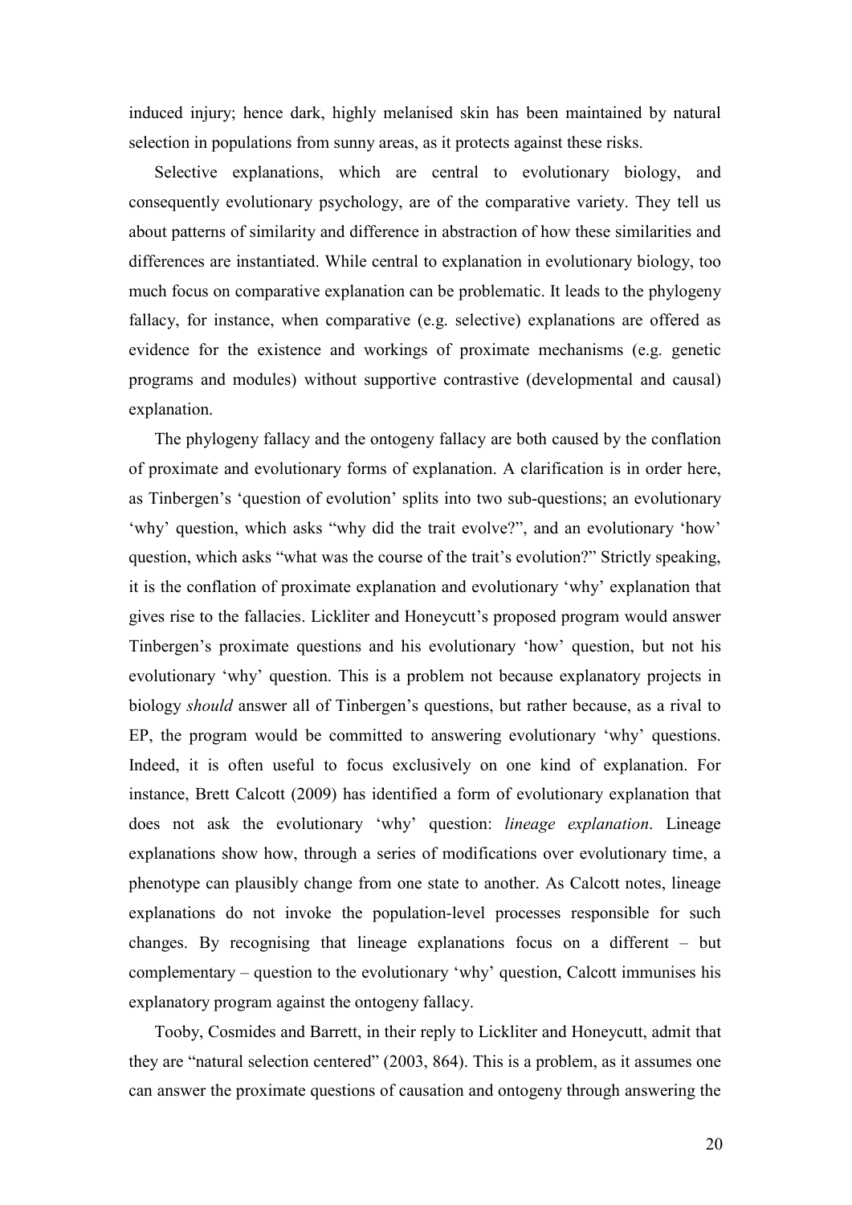induced injury; hence dark, highly melanised skin has been maintained by natural selection in populations from sunny areas, as it protects against these risks.

Selective explanations, which are central to evolutionary biology, and consequently evolutionary psychology, are of the comparative variety. They tell us about patterns of similarity and difference in abstraction of how these similarities and differences are instantiated. While central to explanation in evolutionary biology, too much focus on comparative explanation can be problematic. It leads to the phylogeny fallacy, for instance, when comparative (e.g. selective) explanations are offered as evidence for the existence and workings of proximate mechanisms (e.g. genetic programs and modules) without supportive contrastive (developmental and causal) explanation.

The phylogeny fallacy and the ontogeny fallacy are both caused by the conflation of proximate and evolutionary forms of explanation. A clarification is in order here, as Tinbergen's 'question of evolution' splits into two sub-questions; an evolutionary 'why' question, which asks "why did the trait evolve?", and an evolutionary 'how' question, which asks "what was the course of the trait's evolution?" Strictly speaking, it is the conflation of proximate explanation and evolutionary 'why' explanation that gives rise to the fallacies. Lickliter and Honeycutt's proposed program would answer Tinbergen's proximate questions and his evolutionary 'how' question, but not his evolutionary 'why' question. This is a problem not because explanatory projects in biology *should* answer all of Tinbergen's questions, but rather because, as a rival to EP, the program would be committed to answering evolutionary 'why' questions. Indeed, it is often useful to focus exclusively on one kind of explanation. For instance, Brett Calcott (2009) has identified a form of evolutionary explanation that does not ask the evolutionary 'why' question: *lineage explanation*. Lineage explanations show how, through a series of modifications over evolutionary time, a phenotype can plausibly change from one state to another. As Calcott notes, lineage explanations do not invoke the population-level processes responsible for such changes. By recognising that lineage explanations focus on a different – but complementary – question to the evolutionary 'why' question, Calcott immunises his explanatory program against the ontogeny fallacy.

Tooby, Cosmides and Barrett, in their reply to Lickliter and Honeycutt, admit that they are "natural selection centered" (2003, 864). This is a problem, as it assumes one can answer the proximate questions of causation and ontogeny through answering the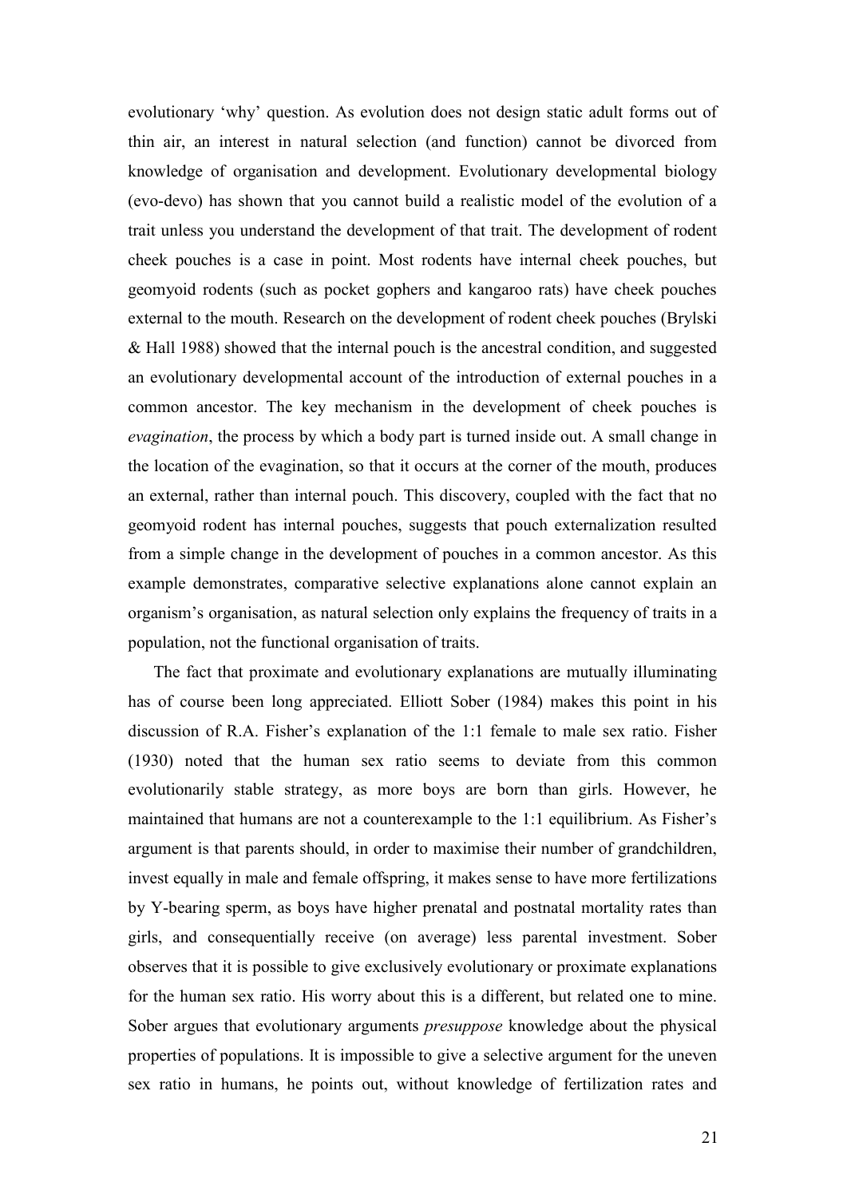evolutionary 'why' question. As evolution does not design static adult forms out of thin air, an interest in natural selection (and function) cannot be divorced from knowledge of organisation and development. Evolutionary developmental biology (evo-devo) has shown that you cannot build a realistic model of the evolution of a trait unless you understand the development of that trait. The development of rodent cheek pouches is a case in point. Most rodents have internal cheek pouches, but geomyoid rodents (such as pocket gophers and kangaroo rats) have cheek pouches external to the mouth. Research on the development of rodent cheek pouches (Brylski & Hall 1988) showed that the internal pouch is the ancestral condition, and suggested an evolutionary developmental account of the introduction of external pouches in a common ancestor. The key mechanism in the development of cheek pouches is *evagination*, the process by which a body part is turned inside out. A small change in the location of the evagination, so that it occurs at the corner of the mouth, produces an external, rather than internal pouch. This discovery, coupled with the fact that no geomyoid rodent has internal pouches, suggests that pouch externalization resulted from a simple change in the development of pouches in a common ancestor. As this example demonstrates, comparative selective explanations alone cannot explain an organism's organisation, as natural selection only explains the frequency of traits in a population, not the functional organisation of traits.

The fact that proximate and evolutionary explanations are mutually illuminating has of course been long appreciated. Elliott Sober (1984) makes this point in his discussion of R.A. Fisher's explanation of the 1:1 female to male sex ratio. Fisher (1930) noted that the human sex ratio seems to deviate from this common evolutionarily stable strategy, as more boys are born than girls. However, he maintained that humans are not a counterexample to the 1:1 equilibrium. As Fisher's argument is that parents should, in order to maximise their number of grandchildren, invest equally in male and female offspring, it makes sense to have more fertilizations by Y-bearing sperm, as boys have higher prenatal and postnatal mortality rates than girls, and consequentially receive (on average) less parental investment. Sober observes that it is possible to give exclusively evolutionary or proximate explanations for the human sex ratio. His worry about this is a different, but related one to mine. Sober argues that evolutionary arguments *presuppose* knowledge about the physical properties of populations. It is impossible to give a selective argument for the uneven sex ratio in humans, he points out, without knowledge of fertilization rates and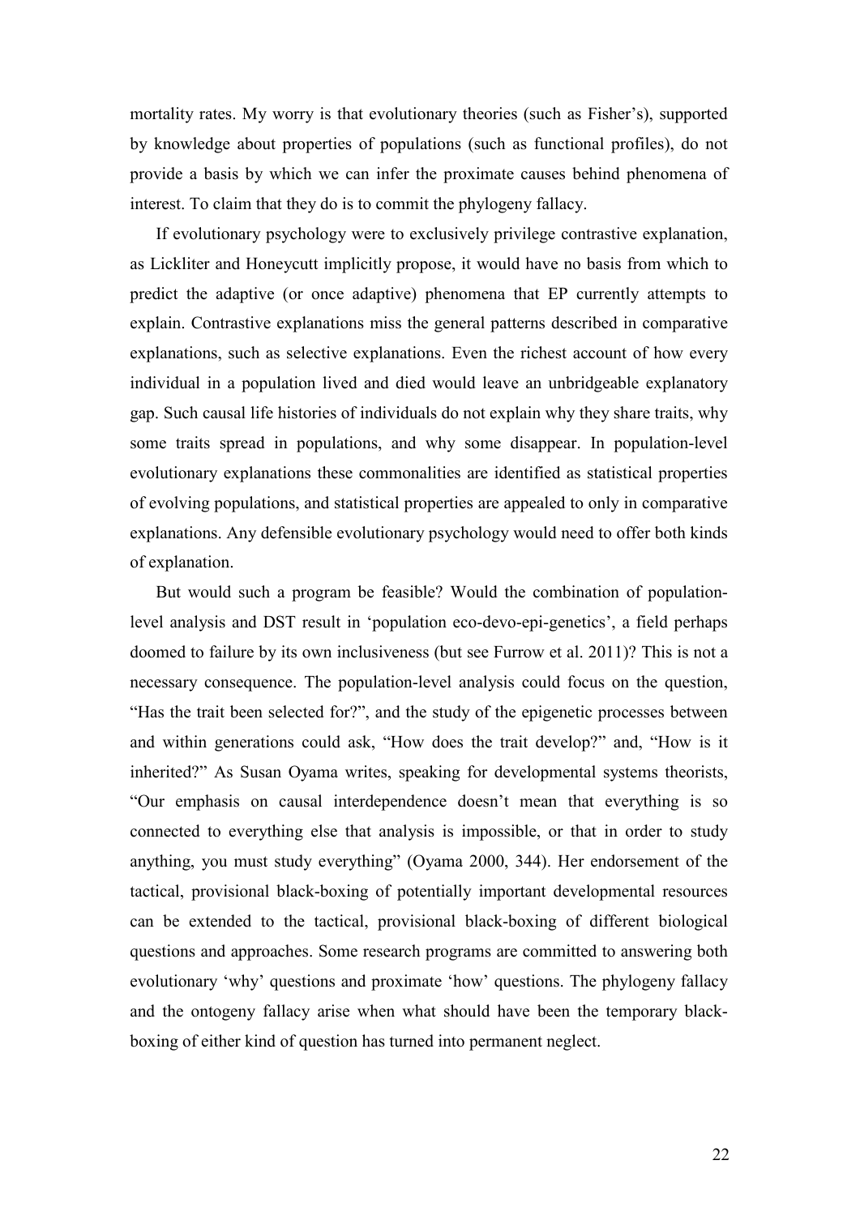mortality rates. My worry is that evolutionary theories (such as Fisher's), supported by knowledge about properties of populations (such as functional profiles), do not provide a basis by which we can infer the proximate causes behind phenomena of interest. To claim that they do is to commit the phylogeny fallacy.

If evolutionary psychology were to exclusively privilege contrastive explanation, as Lickliter and Honeycutt implicitly propose, it would have no basis from which to predict the adaptive (or once adaptive) phenomena that EP currently attempts to explain. Contrastive explanations miss the general patterns described in comparative explanations, such as selective explanations. Even the richest account of how every individual in a population lived and died would leave an unbridgeable explanatory gap. Such causal life histories of individuals do not explain why they share traits, why some traits spread in populations, and why some disappear. In population-level evolutionary explanations these commonalities are identified as statistical properties of evolving populations, and statistical properties are appealed to only in comparative explanations. Any defensible evolutionary psychology would need to offer both kinds of explanation.

But would such a program be feasible? Would the combination of population-level analysis and DST result in 'population eco-devo-epi-genetics', a field perhaps doomed to failure by its own inclusiveness (but see Furrow et al. 2011)? This is not a necessary consequence. The population-level analysis could focus on the question, "Has the trait been selected for?", and the study of the epigenetic processes between and within generations could ask, "How does the trait develop?" and, "How is it inherited?" As Susan Oyama writes, speaking for developmental systems theorists, "Our emphasis on causal interdependence doesn't mean that everything is so connected to everything else that analysis is impossible, or that in order to study anything, you must study everything" (Oyama 2000, 344). Her endorsement of the tactical, provisional black-boxing of potentially important developmental resources can be extended to the tactical, provisional black-boxing of different biological questions and approaches. Some research programs are committed to answering both evolutionary 'why' questions and proximate 'how' questions. The phylogeny fallacy and the ontogeny fallacy arise when what should have been the temporary black-boxing of either kind of question has turned into permanent neglect.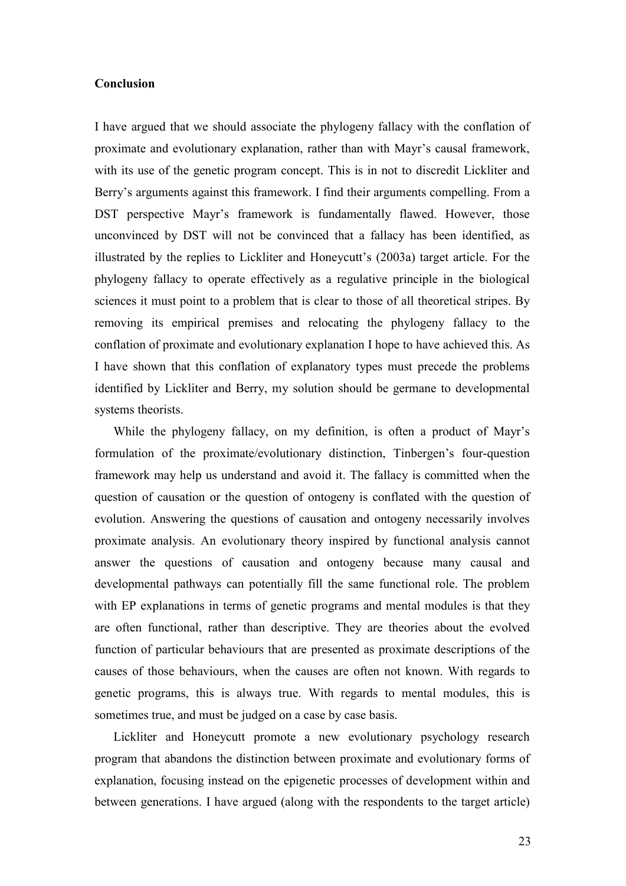## Conclusion

I have argued that we should associate the phylogeny fallacy with the conflation of proximate and evolutionary explanation, rather than with Mayr's causal framework, with its use of the genetic program concept. This is in not to discredit Lickliter and Berry's arguments against this framework. I find their arguments compelling. From a DST perspective Mayr's framework is fundamentally flawed. However, those unconvinced by DST will not be convinced that a fallacy has been identified, as illustrated by the replies to Lickliter and Honeycutt's (2003a) target article. For the phylogeny fallacy to operate effectively as a regulative principle in the biological sciences it must point to a problem that is clear to those of all theoretical stripes. By removing its empirical premises and relocating the phylogeny fallacy to the conflation of proximate and evolutionary explanation I hope to have achieved this. As I have shown that this conflation of explanatory types must precede the problems identified by Lickliter and Berry, my solution should be germane to developmental systems theorists.

While the phylogeny fallacy, on my definition, is often a product of Mayr's formulation of the proximate/evolutionary distinction, Tinbergen's four-question framework may help us understand and avoid it. The fallacy is committed when the question of causation or the question of ontogeny is conflated with the question of evolution. Answering the questions of causation and ontogeny necessarily involves proximate analysis. An evolutionary theory inspired by functional analysis cannot answer the questions of causation and ontogeny because many causal and developmental pathways can potentially fill the same functional role. The problem with EP explanations in terms of genetic programs and mental modules is that they are often functional, rather than descriptive. They are theories about the evolved function of particular behaviours that are presented as proximate descriptions of the causes of those behaviours, when the causes are often not known. With regards to genetic programs, this is always true. With regards to mental modules, this is sometimes true, and must be judged on a case by case basis.

Lickliter and Honeycutt promote a new evolutionary psychology research program that abandons the distinction between proximate and evolutionary forms of explanation, focusing instead on the epigenetic processes of development within and between generations. I have argued (along with the respondents to the target article)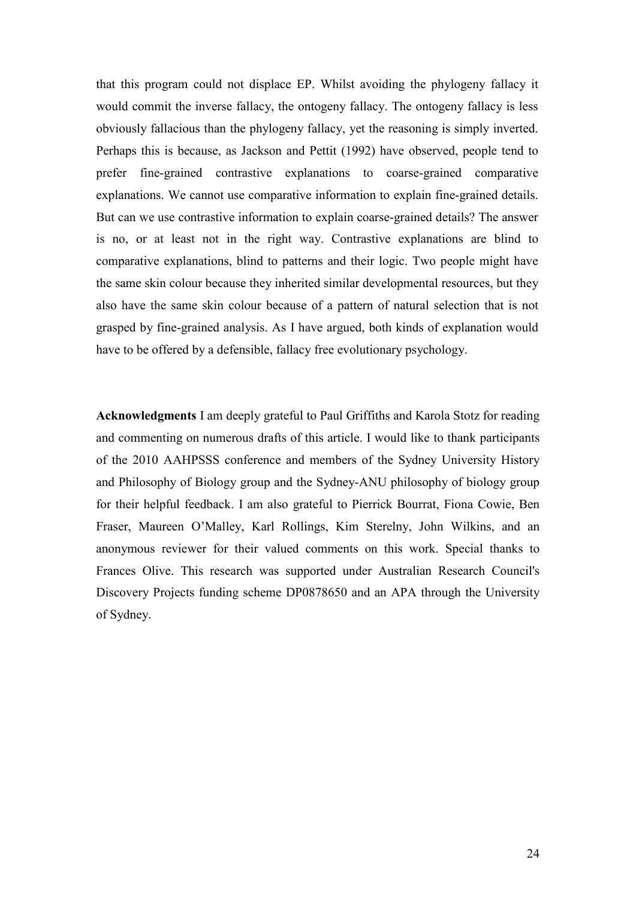that this program could not displace EP. Whilst avoiding the phylogeny fallacy it would commit the inverse fallacy, the ontogeny fallacy. The ontogeny fallacy is less obviously fallacious than the phylogeny fallacy, yet the reasoning is simply inverted. Perhaps this is because, as Jackson and Pettit (1992) have observed, people tend to prefer fine-grained contrastive explanations to coarse-grained comparative explanations. We cannot use comparative information to explain fine-grained details. But can we use contrastive information to explain coarse-grained details? The answer is no, or at least not in the right way. Contrastive explanations are blind to comparative explanations, blind to patterns and their logic. Two people might have the same skin colour because they inherited similar developmental resources, but they also have the same skin colour because of a pattern of natural selection that is not grasped by fine-grained analysis. As I have argued, both kinds of explanation would have to be offered by a defensible, fallacy free evolutionary psychology.

**Acknowledgments** I am deeply grateful to Paul Griffiths and Karola Stotz for reading and commenting on numerous drafts of this article. I would like to thank participants of the 2010 AAHPSSS conference and members of the Sydney University History and Philosophy of Biology group and the Sydney-ANU philosophy of biology group for their helpful feedback. I am also grateful to Pierrick Bourrat, Fiona Cowie, Ben Fraser, Maureen O'Malley, Karl Rollings, Kim Sterelny, John Wilkins, and an anonymous reviewer for their valued comments on this work. Special thanks to Frances Olive. This research was supported under Australian Research Council's Discovery Projects funding scheme DP0878650 and an APA through the University of Sydney.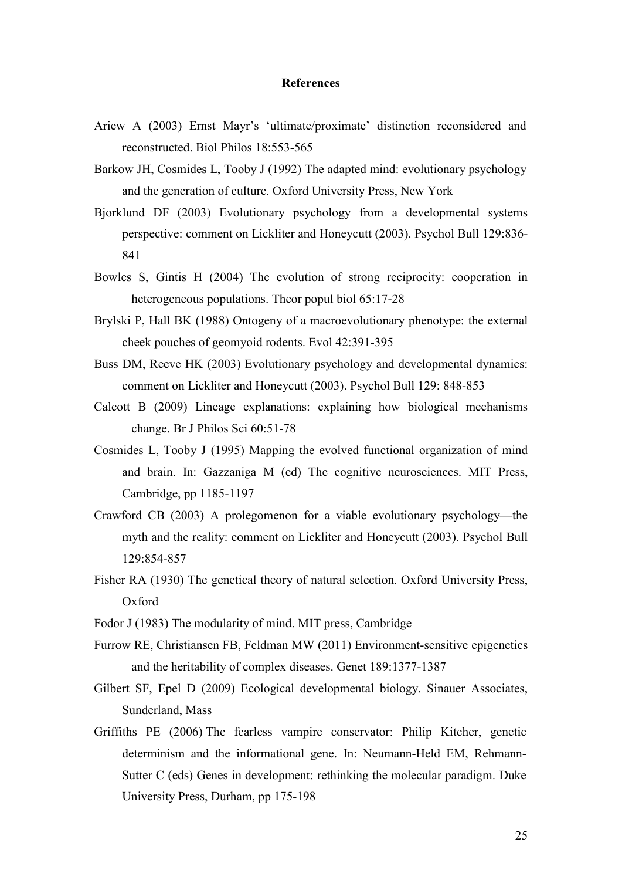## References

Ariew A (2003) Ernst Mayr's 'ultimate/proximate' distinction reconsidered and reconstructed. Biol Philos 18:553-565

Barkow JH, Cosmides L, Tooby J (1992) The adapted mind: evolutionary psychology and the generation of culture. Oxford University Press, New York

Bjorklund DF (2003) Evolutionary psychology from a developmental systems perspective: comment on Lickliter and Honeycutt (2003). Psychol Bull 129:836-841

Bowles S, Gintis H (2004) The evolution of strong reciprocity: cooperation in heterogeneous populations. Theor popul biol 65:17-28

Brylski P, Hall BK (1988) Ontogeny of a macroevolutionary phenotype: the external cheek pouches of geomyoid rodents. Evol 42:391-395

Buss DM, Reeve HK (2003) Evolutionary psychology and developmental dynamics: comment on Lickliter and Honeycutt (2003). Psychol Bull 129: 848-853

Calcott B (2009) Lineage explanations: explaining how biological mechanisms change. Br J Philos Sci 60:51-78

Cosmides L, Tooby J (1995) Mapping the evolved functional organization of mind and brain. In: Gazzaniga M (ed) The cognitive neurosciences. MIT Press, Cambridge, pp 1185-1197

Crawford CB (2003) A prolegomenon for a viable evolutionary psychology—the myth and the reality: comment on Lickliter and Honeycutt (2003). Psychol Bull 129:854-857

Fisher RA (1930) The genetical theory of natural selection. Oxford University Press, Oxford

Fodor J (1983) The modularity of mind. MIT press, Cambridge

Furrow RE, Christiansen FB, Feldman MW (2011) Environment-sensitive epigenetics and the heritability of complex diseases. Genet 189:1377-1387

Gilbert SF, Epel D (2009) Ecological developmental biology. Sinauer Associates, Sunderland, Mass

Griffiths PE (2006) The fearless vampire conservator: Philip Kitcher, genetic determinism and the informational gene. In: Neumann-Held EM, Rehmann-Sutter C (eds) Genes in development: rethinking the molecular paradigm. Duke University Press, Durham, pp 175-198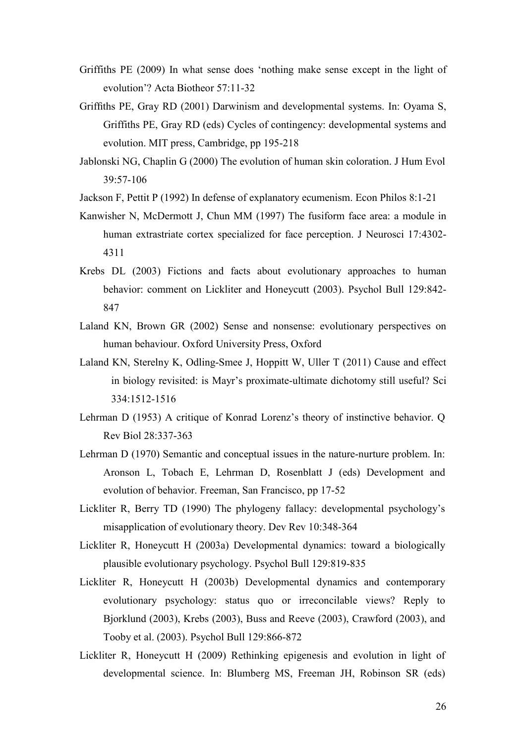Griffiths PE (2009) In what sense does 'nothing make sense except in the light of evolution'? Acta Biotheor 57:11-32

Griffiths PE, Gray RD (2001) Darwinism and developmental systems. In: Oyama S, Griffiths PE, Gray RD (eds) Cycles of contingency: developmental systems and evolution. MIT press, Cambridge, pp 195-218

Jablonski NG, Chaplin G (2000) The evolution of human skin coloration. J Hum Evol 39:57-106

Jackson F, Pettit P (1992) In defense of explanatory ecumenism. Econ Philos 8:1-21

Kanwisher N, McDermott J, Chun MM (1997) The fusiform face area: a module in human extrastriate cortex specialized for face perception. J Neurosci 17:4302-4311

Krebs DL (2003) Fictions and facts about evolutionary approaches to human behavior: comment on Lickliter and Honeycutt (2003). Psychol Bull 129:842-847

Laland KN, Brown GR (2002) Sense and nonsense: evolutionary perspectives on human behaviour. Oxford University Press, Oxford

Laland KN, Sterelny K, Odling-Smee J, Hoppitt W, Uller T (2011) Cause and effect in biology revisited: is Mayr's proximate-ultimate dichotomy still useful? Sci 334:1512-1516

Lehrman D (1953) A critique of Konrad Lorenz's theory of instinctive behavior. Q Rev Biol 28:337-363

Lehrman D (1970) Semantic and conceptual issues in the nature-nurture problem. In: Aronson L, Tobach E, Lehrman D, Rosenblatt J (eds) Development and evolution of behavior. Freeman, San Francisco, pp 17-52

Lickliter R, Berry TD (1990) The phylogeny fallacy: developmental psychology's misapplication of evolutionary theory. Dev Rev 10:348-364

Lickliter R, Honeycutt H (2003a) Developmental dynamics: toward a biologically plausible evolutionary psychology. Psychol Bull 129:819-835

Lickliter R, Honeycutt H (2003b) Developmental dynamics and contemporary evolutionary psychology: status quo or irreconcilable views? Reply to Bjorklund (2003), Krebs (2003), Buss and Reeve (2003), Crawford (2003), and Tooby et al. (2003). Psychol Bull 129:866-872

Lickliter R, Honeycutt H (2009) Rethinking epigenesis and evolution in light of developmental science. In: Blumberg MS, Freeman JH, Robinson SR (eds)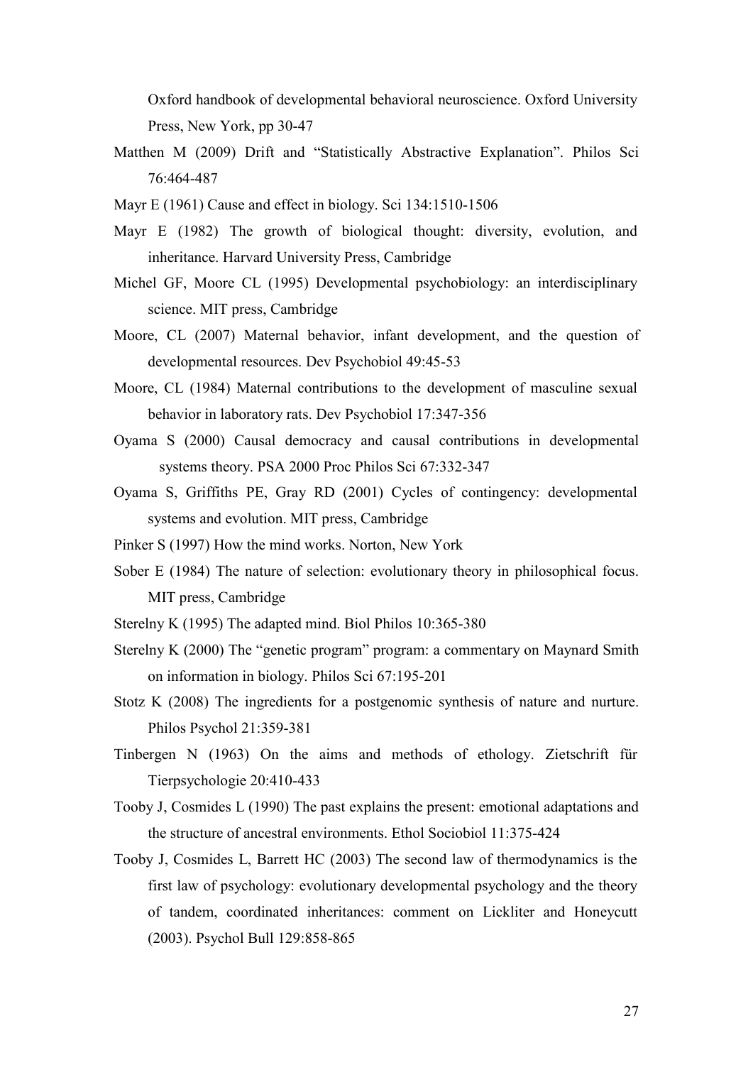Oxford handbook of developmental behavioral neuroscience. Oxford University Press, New York, pp 30-47

Matthen M (2009) Drift and "Statistically Abstractive Explanation". Philos Sci 76:464-487

Mayr E (1961) Cause and effect in biology. Sci 134:1510-1506

Mayr E (1982) The growth of biological thought: diversity, evolution, and inheritance. Harvard University Press, Cambridge

Michel GF, Moore CL (1995) Developmental psychobiology: an interdisciplinary science. MIT press, Cambridge

Moore, CL (2007) Maternal behavior, infant development, and the question of developmental resources. Dev Psychobiol 49:45-53

Moore, CL (1984) Maternal contributions to the development of masculine sexual behavior in laboratory rats. Dev Psychobiol 17:347-356

Oyama S (2000) Causal democracy and causal contributions in developmental systems theory. PSA 2000 Proc Philos Sci 67:332-347

Oyama S, Griffiths PE, Gray RD (2001) Cycles of contingency: developmental systems and evolution. MIT press, Cambridge

Pinker S (1997) How the mind works. Norton, New York

Sober E (1984) The nature of selection: evolutionary theory in philosophical focus. MIT press, Cambridge

Sterelny K (1995) The adapted mind. Biol Philos 10:365-380

Sterelny K (2000) The "genetic program" program: a commentary on Maynard Smith on information in biology. Philos Sci 67:195-201

Stotz K (2008) The ingredients for a postgenomic synthesis of nature and nurture. Philos Psychol 21:359-381

Tinbergen N (1963) On the aims and methods of ethology. Zietschrift für Tierpsychologie 20:410-433

Tooby J, Cosmides L (1990) The past explains the present: emotional adaptations and the structure of ancestral environments. Ethol Sociobiol 11:375-424

Tooby J, Cosmides L, Barrett HC (2003) The second law of thermodynamics is the first law of psychology: evolutionary developmental psychology and the theory of tandem, coordinated inheritances: comment on Lickliter and Honeycutt (2003). Psychol Bull 129:858-865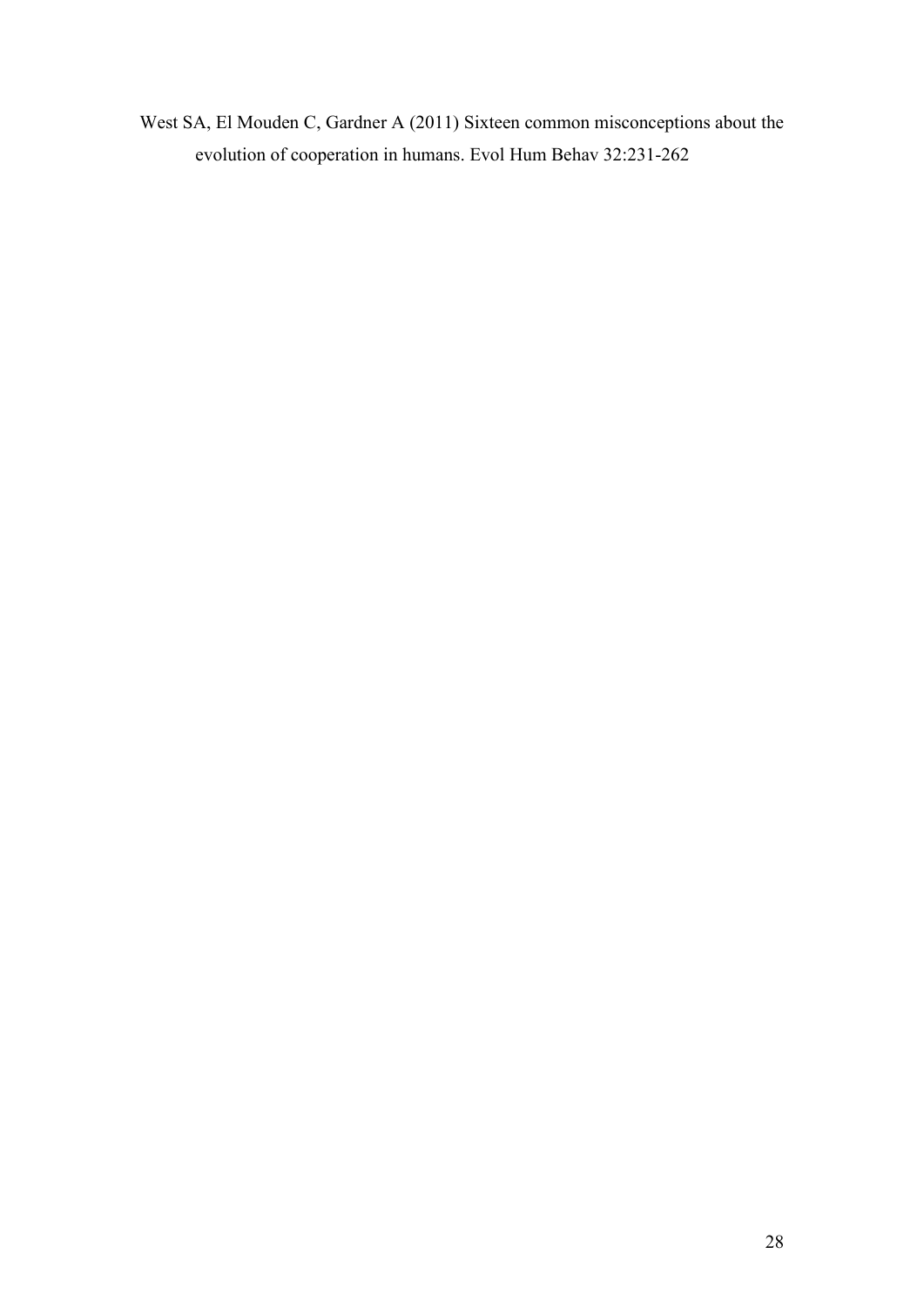West SA, El Mouden C, Gardner A (2011) Sixteen common misconceptions about the evolution of cooperation in humans. Evol Hum Behav 32:231-262